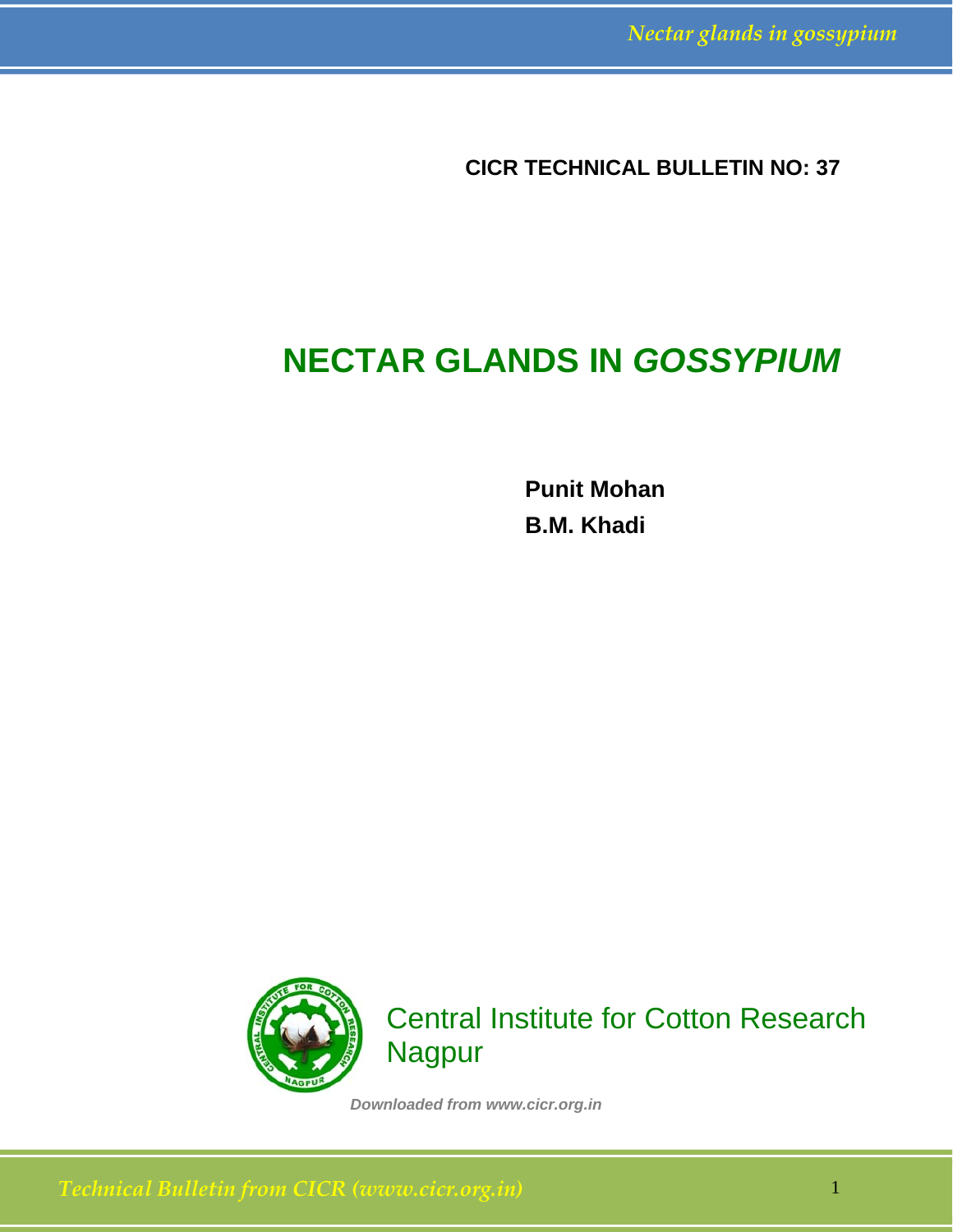**CICR TECHNICAL BULLETIN NO: 37**

# NECTAR GLANDS IN *GOSSYPIUM*

**Punit Mohan**

**B.M. Khadi**

Central Institute for Cotton Research
Nagpur

*Downloaded from www.cicr.org.in*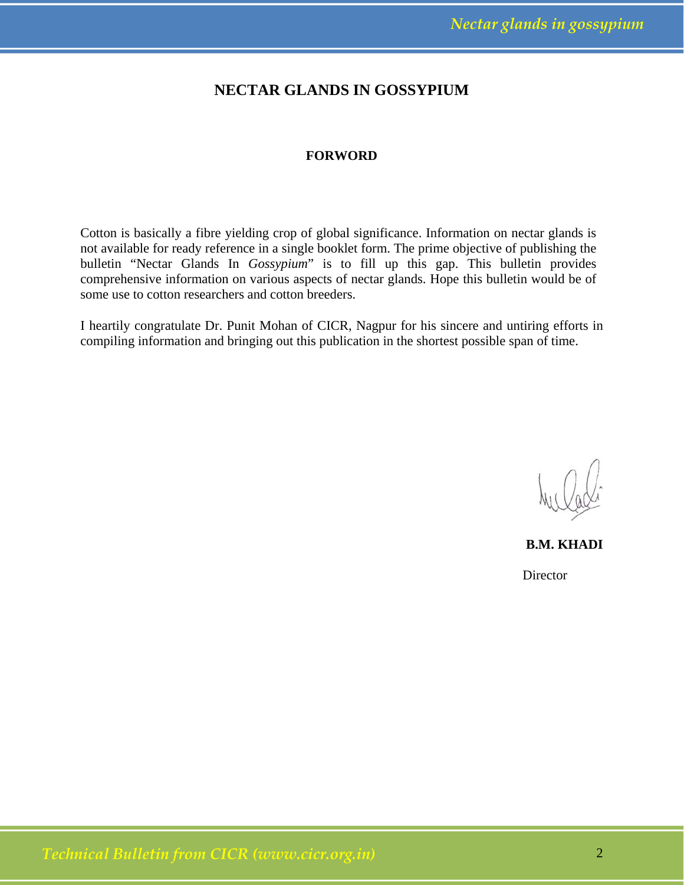# NECTAR GLANDS IN GOSSYPIUM

## FORWORD

Cotton is basically a fibre yielding crop of global significance. Information on nectar glands is not available for ready reference in a single booklet form. The prime objective of publishing the bulletin "Nectar Glands In *Gossypium*" is to fill up this gap. This bulletin provides comprehensive information on various aspects of nectar glands. Hope this bulletin would be of some use to cotton researchers and cotton breeders.

I heartily congratulate Dr. Punit Mohan of CICR, Nagpur for his sincere and untiring efforts in compiling information and bringing out this publication in the shortest possible span of time.

**B.M. KHADI**

Director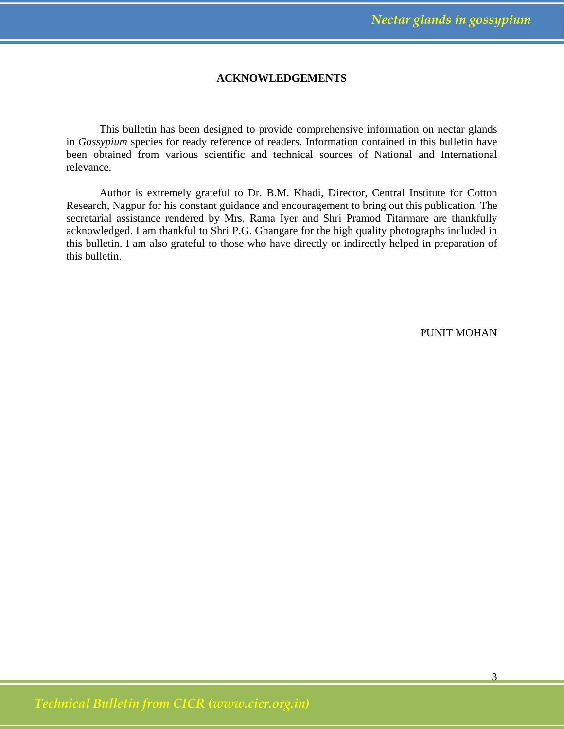## ACKNOWLEDGEMENTS

This bulletin has been designed to provide comprehensive information on nectar glands in *Gossypium* species for ready reference of readers. Information contained in this bulletin have been obtained from various scientific and technical sources of National and International relevance.

Author is extremely grateful to Dr. B.M. Khadi, Director, Central Institute for Cotton Research, Nagpur for his constant guidance and encouragement to bring out this publication. The secretarial assistance rendered by Mrs. Rama Iyer and Shri Pramod Titarmare are thankfully acknowledged. I am thankful to Shri P.G. Ghangare for the high quality photographs included in this bulletin. I am also grateful to those who have directly or indirectly helped in preparation of this bulletin.

PUNIT MOHAN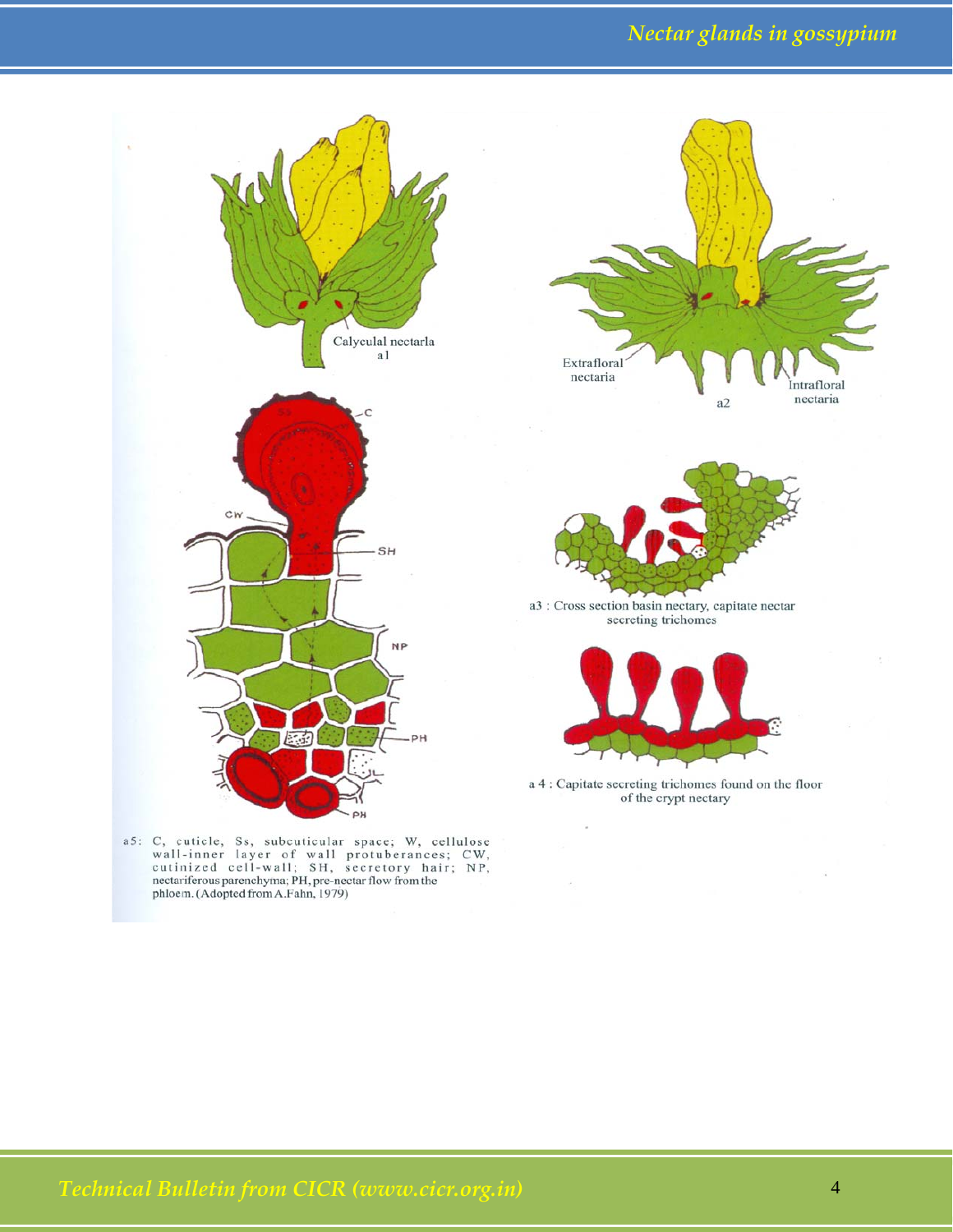Calycular nectarla
a1

Extrafloral nectaria

Intrafloral nectaria

a2

a3 : Cross section basin nectary, capitate nectar secreting trichomes

a 4 : Capitate secreting trichomes found on the floor of the crypt nectary

a5: C, cuticle, Ss, subcuticular space; W, cellulose wall-inner layer of wall protuberances; CW, cutinized cell-wall; SH, secretory hair; NP, nectariferous parenchyma; PH, pre-nectar flow from the phloem. (Adopted from A.Fahn, 1979)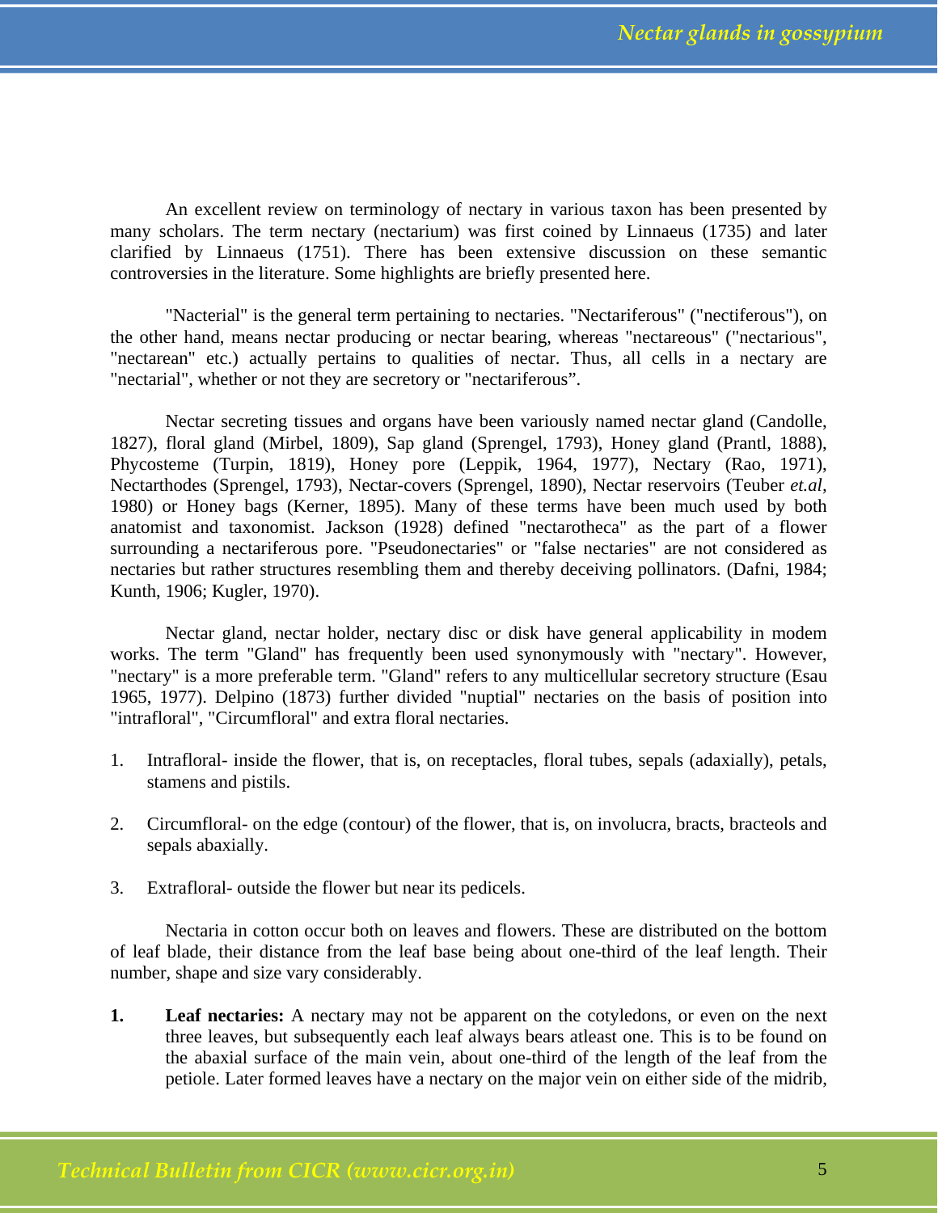An excellent review on terminology of nectary in various taxon has been presented by many scholars. The term nectary (nectarium) was first coined by Linnaeus (1735) and later clarified by Linnaeus (1751). There has been extensive discussion on these semantic controversies in the literature. Some highlights are briefly presented here.

"Nacterial" is the general term pertaining to nectaries. "Nectariferous" ("nectiferous"), on the other hand, means nectar producing or nectar bearing, whereas "nectareous" ("nectarious", "nectarean" etc.) actually pertains to qualities of nectar. Thus, all cells in a nectary are "nectarial", whether or not they are secretory or "nectariferous".

Nectar secreting tissues and organs have been variously named nectar gland (Candolle, 1827), floral gland (Mirbel, 1809), Sap gland (Sprengel, 1793), Honey gland (Prantl, 1888), Phycosteme (Turpin, 1819), Honey pore (Leppik, 1964, 1977), Nectary (Rao, 1971), Nectarthodes (Sprengel, 1793), Nectar-covers (Sprengel, 1890), Nectar reservoirs (Teuber *et.al*, 1980) or Honey bags (Kerner, 1895). Many of these terms have been much used by both anatomist and taxonomist. Jackson (1928) defined "nectarotheca" as the part of a flower surrounding a nectariferous pore. "Pseudonectaries" or "false nectaries" are not considered as nectaries but rather structures resembling them and thereby deceiving pollinators. (Dafni, 1984; Kunth, 1906; Kugler, 1970).

Nectar gland, nectar holder, nectary disc or disk have general applicability in modem works. The term "Gland" has frequently been used synonymously with "nectary". However, "nectary" is a more preferable term. "Gland" refers to any multicellular secretory structure (Esau 1965, 1977). Delpino (1873) further divided "nuptial" nectaries on the basis of position into "intrafloral", "Circumfloral" and extra floral nectaries.

1. Intrafloral- inside the flower, that is, on receptacles, floral tubes, sepals (adaxially), petals, stamens and pistils.

2. Circumfloral- on the edge (contour) of the flower, that is, on involucra, bracts, bracteols and sepals abaxially.

3. Extrafloral- outside the flower but near its pedicels.

Nectaria in cotton occur both on leaves and flowers. These are distributed on the bottom of leaf blade, their distance from the leaf base being about one-third of the leaf length. Their number, shape and size vary considerably.

1. **Leaf nectaries:** A nectary may not be apparent on the cotyledons, or even on the next three leaves, but subsequently each leaf always bears atleast one. This is to be found on the abaxial surface of the main vein, about one-third of the length of the leaf from the petiole. Later formed leaves have a nectary on the major vein on either side of the midrib,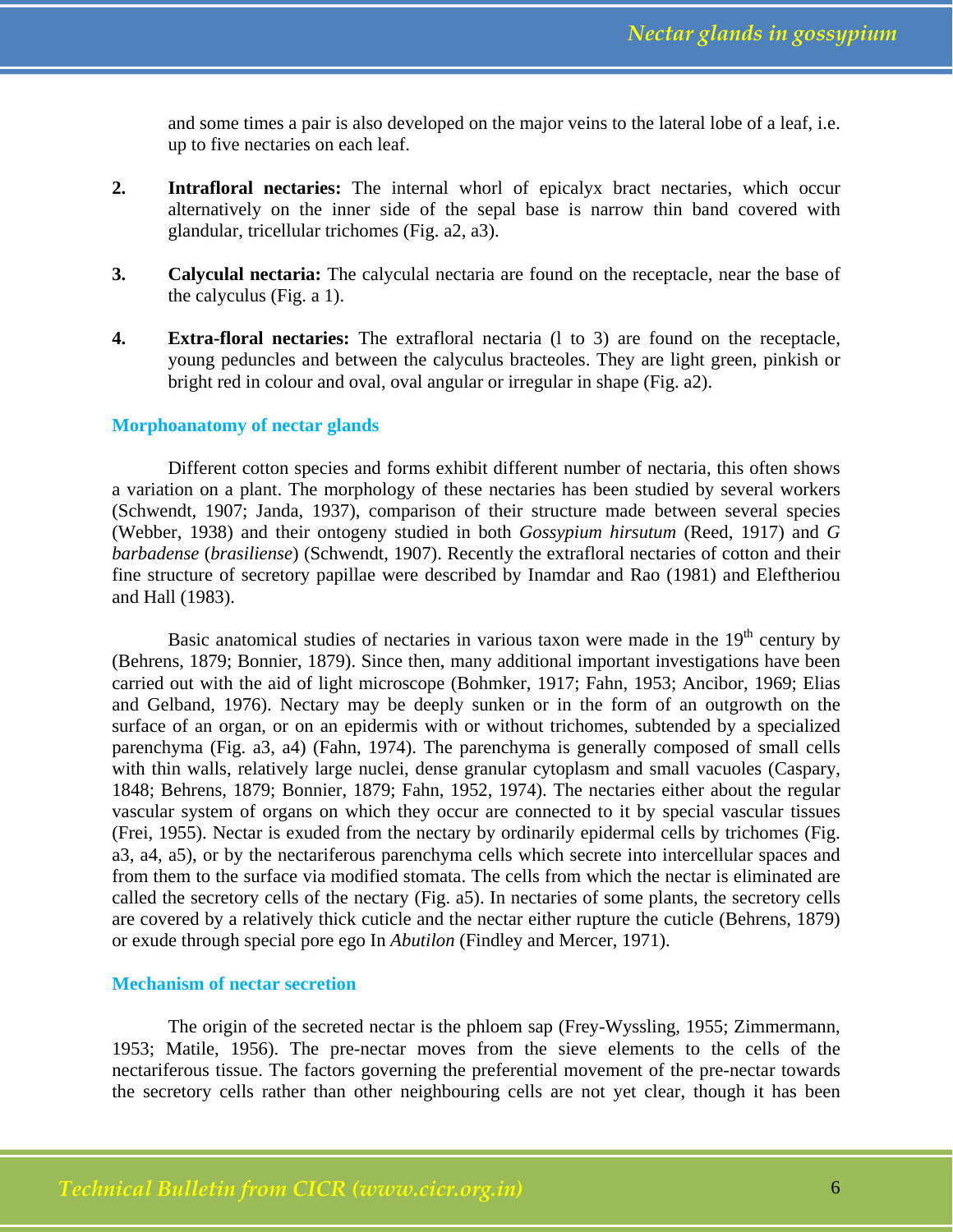and some times a pair is also developed on the major veins to the lateral lobe of a leaf, i.e. up to five nectaries on each leaf.

2. **Intrafloral nectaries:** The internal whorl of epicalyx bract nectaries, which occur alternatively on the inner side of the sepal base is narrow thin band covered with glandular, tricellular trichomes (Fig. a2, a3).

3. **Calycular nectaria:** The calycular nectaria are found on the receptacle, near the base of the calyculus (Fig. a 1).

4. **Extra-floral nectaries:** The extrafloral nectaria (l to 3) are found on the receptacle, young peduncles and between the calyculus bracteoles. They are light green, pinkish or bright red in colour and oval, oval angular or irregular in shape (Fig. a2).

## Morphoanatomy of nectar glands

Different cotton species and forms exhibit different number of nectaria, this often shows a variation on a plant. The morphology of these nectaries has been studied by several workers (Schwendt, 1907; Janda, 1937), comparison of their structure made between several species (Webber, 1938) and their ontogeny studied in both *Gossypium hirsutum* (Reed, 1917) and *G barbadense* (*brasiliense*) (Schwendt, 1907). Recently the extrafloral nectaries of cotton and their fine structure of secretory papillae were described by Inamdar and Rao (1981) and Eleftheriou and Hall (1983).

Basic anatomical studies of nectaries in various taxon were made in the 19th century by (Behrens, 1879; Bonnier, 1879). Since then, many additional important investigations have been carried out with the aid of light microscope (Bohmker, 1917; Fahn, 1953; Ancibor, 1969; Elias and Gelband, 1976). Nectary may be deeply sunken or in the form of an outgrowth on the surface of an organ, or on an epidermis with or without trichomes, subtended by a specialized parenchyma (Fig. a3, a4) (Fahn, 1974). The parenchyma is generally composed of small cells with thin walls, relatively large nuclei, dense granular cytoplasm and small vacuoles (Caspary, 1848; Behrens, 1879; Bonnier, 1879; Fahn, 1952, 1974). The nectaries either about the regular vascular system of organs on which they occur are connected to it by special vascular tissues (Frei, 1955). Nectar is exuded from the nectary by ordinarily epidermal cells by trichomes (Fig. a3, a4, a5), or by the nectariferous parenchyma cells which secrete into intercellular spaces and from them to the surface via modified stomata. The cells from which the nectar is eliminated are called the secretory cells of the nectary (Fig. a5). In nectaries of some plants, the secretory cells are covered by a relatively thick cuticle and the nectar either rupture the cuticle (Behrens, 1879) or exude through special pore ego In *Abutilon* (Findley and Mercer, 1971).

## Mechanism of nectar secretion

The origin of the secreted nectar is the phloem sap (Frey-Wyssling, 1955; Zimmermann, 1953; Matile, 1956). The pre-nectar moves from the sieve elements to the cells of the nectariferous tissue. The factors governing the preferential movement of the pre-nectar towards the secretory cells rather than other neighbouring cells are not yet clear, though it has been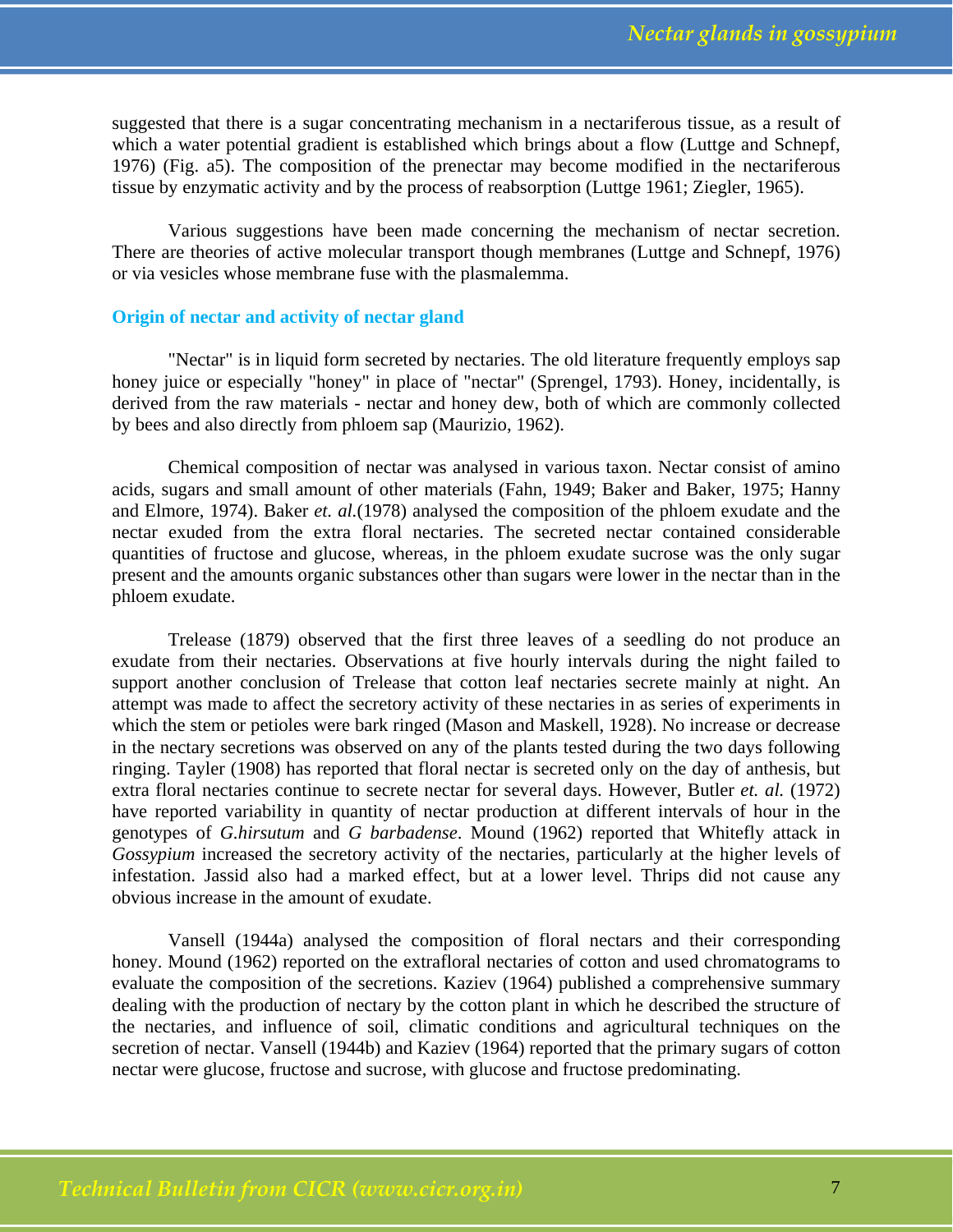suggested that there is a sugar concentrating mechanism in a nectariferous tissue, as a result of which a water potential gradient is established which brings about a flow (Luttge and Schnepf, 1976) (Fig. a5). The composition of the prenectar may become modified in the nectariferous tissue by enzymatic activity and by the process of reabsorption (Luttge 1961; Ziegler, 1965).

Various suggestions have been made concerning the mechanism of nectar secretion. There are theories of active molecular transport though membranes (Luttge and Schnepf, 1976) or via vesicles whose membrane fuse with the plasmalemma.

## Origin of nectar and activity of nectar gland

"Nectar" is in liquid form secreted by nectaries. The old literature frequently employs sap honey juice or especially "honey" in place of "nectar" (Sprengel, 1793). Honey, incidentally, is derived from the raw materials - nectar and honey dew, both of which are commonly collected by bees and also directly from phloem sap (Maurizio, 1962).

Chemical composition of nectar was analysed in various taxon. Nectar consist of amino acids, sugars and small amount of other materials (Fahn, 1949; Baker and Baker, 1975; Hanny and Elmore, 1974). Baker *et. al.*(1978) analysed the composition of the phloem exudate and the nectar exuded from the extra floral nectaries. The secreted nectar contained considerable quantities of fructose and glucose, whereas, in the phloem exudate sucrose was the only sugar present and the amounts organic substances other than sugars were lower in the nectar than in the phloem exudate.

Trelease (1879) observed that the first three leaves of a seedling do not produce an exudate from their nectaries. Observations at five hourly intervals during the night failed to support another conclusion of Trelease that cotton leaf nectaries secrete mainly at night. An attempt was made to affect the secretory activity of these nectaries in as series of experiments in which the stem or petioles were bark ringed (Mason and Maskell, 1928). No increase or decrease in the nectary secretions was observed on any of the plants tested during the two days following ringing. Tayler (1908) has reported that floral nectar is secreted only on the day of anthesis, but extra floral nectaries continue to secrete nectar for several days. However, Butler *et. al.* (1972) have reported variability in quantity of nectar production at different intervals of hour in the genotypes of *G.hirsutum* and *G barbadense*. Mound (1962) reported that Whitefly attack in *Gossypium* increased the secretory activity of the nectaries, particularly at the higher levels of infestation. Jassid also had a marked effect, but at a lower level. Thrips did not cause any obvious increase in the amount of exudate.

Vansell (1944a) analysed the composition of floral nectars and their corresponding honey. Mound (1962) reported on the extrafloral nectaries of cotton and used chromatograms to evaluate the composition of the secretions. Kaziev (1964) published a comprehensive summary dealing with the production of nectary by the cotton plant in which he described the structure of the nectaries, and influence of soil, climatic conditions and agricultural techniques on the secretion of nectar. Vansell (1944b) and Kaziev (1964) reported that the primary sugars of cotton nectar were glucose, fructose and sucrose, with glucose and fructose predominating.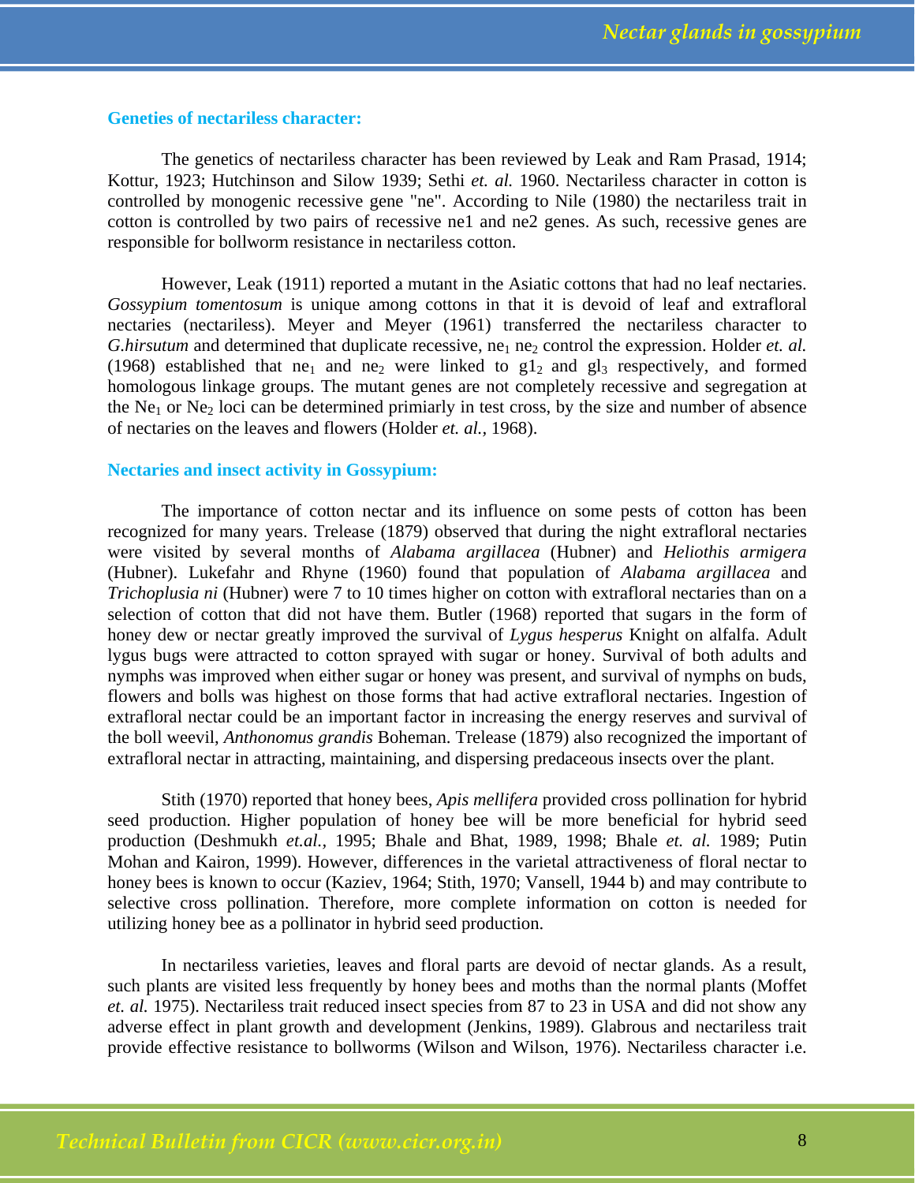### Geneties of nectariless character:

The genetics of nectariless character has been reviewed by Leak and Ram Prasad, 1914; Kottur, 1923; Hutchinson and Silow 1939; Sethi *et. al.* 1960. Nectariless character in cotton is controlled by monogenic recessive gene "ne". According to Nile (1980) the nectariless trait in cotton is controlled by two pairs of recessive ne1 and ne2 genes. As such, recessive genes are responsible for bollworm resistance in nectariless cotton.

However, Leak (1911) reported a mutant in the Asiatic cottons that had no leaf nectaries. *Gossypium tomentosum* is unique among cottons in that it is devoid of leaf and extrafloral nectaries (nectariless). Meyer and Meyer (1961) transferred the nectariless character to *G.hirsutum* and determined that duplicate recessive, $ne_1$ $ne_2$ control the expression. Holder *et. al.* (1968) established that $ne_1$ and $ne_2$ were linked to $gl_2$ and $gl_3$ respectively, and formed homologous linkage groups. The mutant genes are not completely recessive and segregation at the $Ne_1$ or $Ne_2$ loci can be determined primiarly in test cross, by the size and number of absence of nectaries on the leaves and flowers (Holder *et. al.*, 1968).

### Nectaries and insect activity in Gossypium:

The importance of cotton nectar and its influence on some pests of cotton has been recognized for many years. Trelease (1879) observed that during the night extrafloral nectaries were visited by several months of *Alabama argillacea* (Hubner) and *Heliothis armigera* (Hubner). Lukefahr and Rhyne (1960) found that population of *Alabama argillacea* and *Trichoplusia ni* (Hubner) were 7 to 10 times higher on cotton with extrafloral nectaries than on a selection of cotton that did not have them. Butler (1968) reported that sugars in the form of honey dew or nectar greatly improved the survival of *Lygus hesperus* Knight on alfalfa. Adult lygus bugs were attracted to cotton sprayed with sugar or honey. Survival of both adults and nymphs was improved when either sugar or honey was present, and survival of nymphs on buds, flowers and bolls was highest on those forms that had active extrafloral nectaries. Ingestion of extrafloral nectar could be an important factor in increasing the energy reserves and survival of the boll weevil, *Anthonomus grandis* Boheman. Trelease (1879) also recognized the important of extrafloral nectar in attracting, maintaining, and dispersing predaceous insects over the plant.

Stith (1970) reported that honey bees, *Apis mellifera* provided cross pollination for hybrid seed production. Higher population of honey bee will be more beneficial for hybrid seed production (Deshmukh *et.al.,* 1995; Bhale and Bhat, 1989, 1998; Bhale *et. al.* 1989; Putin Mohan and Kairon, 1999). However, differences in the varietal attractiveness of floral nectar to honey bees is known to occur (Kaziev, 1964; Stith, 1970; Vansell, 1944 b) and may contribute to selective cross pollination. Therefore, more complete information on cotton is needed for utilizing honey bee as a pollinator in hybrid seed production.

In nectariless varieties, leaves and floral parts are devoid of nectar glands. As a result, such plants are visited less frequently by honey bees and moths than the normal plants (Moffet *et. al.* 1975). Nectariless trait reduced insect species from 87 to 23 in USA and did not show any adverse effect in plant growth and development (Jenkins, 1989). Glabrous and nectariless trait provide effective resistance to bollworms (Wilson and Wilson, 1976). Nectariless character i.e.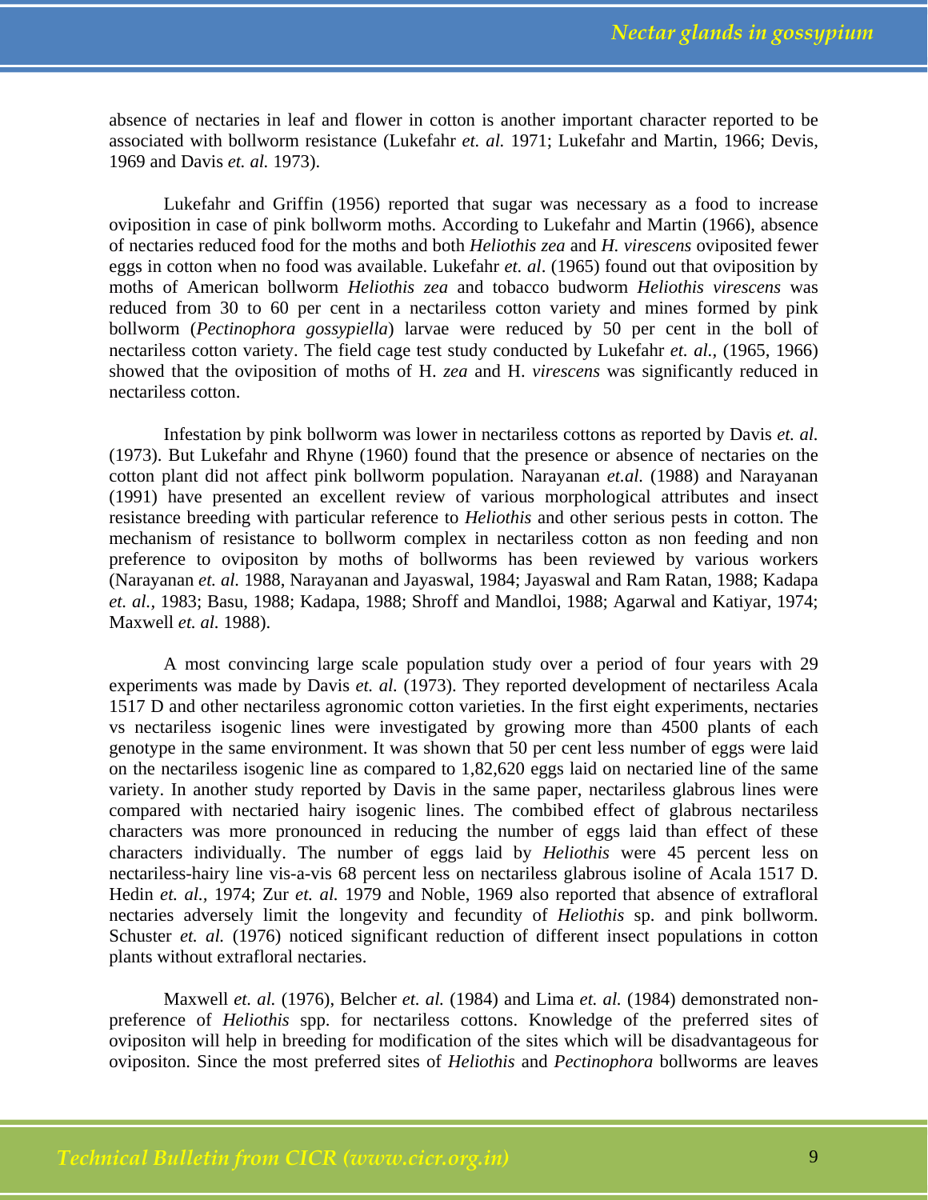absence of nectaries in leaf and flower in cotton is another important character reported to be associated with bollworm resistance (Lukefahr *et. al.* 1971; Lukefahr and Martin, 1966; Devis, 1969 and Davis *et. al.* 1973).

Lukefahr and Griffin (1956) reported that sugar was necessary as a food to increase oviposition in case of pink bollworm moths. According to Lukefahr and Martin (1966), absence of nectaries reduced food for the moths and both *Heliothis zea* and *H. virescens* oviposited fewer eggs in cotton when no food was available. Lukefahr *et. al*. (1965) found out that oviposition by moths of American bollworm *Heliothis zea* and tobacco budworm *Heliothis virescens* was reduced from 30 to 60 per cent in a nectariless cotton variety and mines formed by pink bollworm (*Pectinophora gossypiella*) larvae were reduced by 50 per cent in the boll of nectariless cotton variety. The field cage test study conducted by Lukefahr *et. al.,* (1965, 1966) showed that the oviposition of moths of H. *zea* and H. *virescens* was significantly reduced in nectariless cotton.

Infestation by pink bollworm was lower in nectariless cottons as reported by Davis *et. al.* (1973). But Lukefahr and Rhyne (1960) found that the presence or absence of nectaries on the cotton plant did not affect pink bollworm population. Narayanan *et.al.* (1988) and Narayanan (1991) have presented an excellent review of various morphological attributes and insect resistance breeding with particular reference to *Heliothis* and other serious pests in cotton. The mechanism of resistance to bollworm complex in nectariless cotton as non feeding and non preference to ovipositon by moths of bollworms has been reviewed by various workers (Narayanan *et. al.* 1988, Narayanan and Jayaswal, 1984; Jayaswal and Ram Ratan, 1988; Kadapa *et. al.,* 1983; Basu, 1988; Kadapa, 1988; Shroff and Mandloi, 1988; Agarwal and Katiyar, 1974; Maxwell *et. al.* 1988).

A most convincing large scale population study over a period of four years with 29 experiments was made by Davis *et. al.* (1973). They reported development of nectariless Acala 1517 D and other nectariless agronomic cotton varieties. In the first eight experiments, nectaries vs nectariless isogenic lines were investigated by growing more than 4500 plants of each genotype in the same environment. It was shown that 50 per cent less number of eggs were laid on the nectariless isogenic line as compared to 1,82,620 eggs laid on nectaried line of the same variety. In another study reported by Davis in the same paper, nectariless glabrous lines were compared with nectaried hairy isogenic lines. The combied effect of glabrous nectariless characters was more pronounced in reducing the number of eggs laid than effect of these characters individually. The number of eggs laid by *Heliothis* were 45 percent less on nectariless-hairy line vis-a-vis 68 percent less on nectariless glabrous isoline of Acala 1517 D. Hedin *et. al.,* 1974; Zur *et. al.* 1979 and Noble, 1969 also reported that absence of extrafloral nectaries adversely limit the longevity and fecundity of *Heliothis* sp. and pink bollworm. Schuster *et. al.* (1976) noticed significant reduction of different insect populations in cotton plants without extrafloral nectaries.

Maxwell *et. al.* (1976), Belcher *et. al.* (1984) and Lima *et. al.* (1984) demonstrated non-preference of *Heliothis* spp. for nectariless cottons. Knowledge of the preferred sites of ovipositon will help in breeding for modification of the sites which will be disadvantageous for ovipositon. Since the most preferred sites of *Heliothis* and *Pectinophora* bollworms are leaves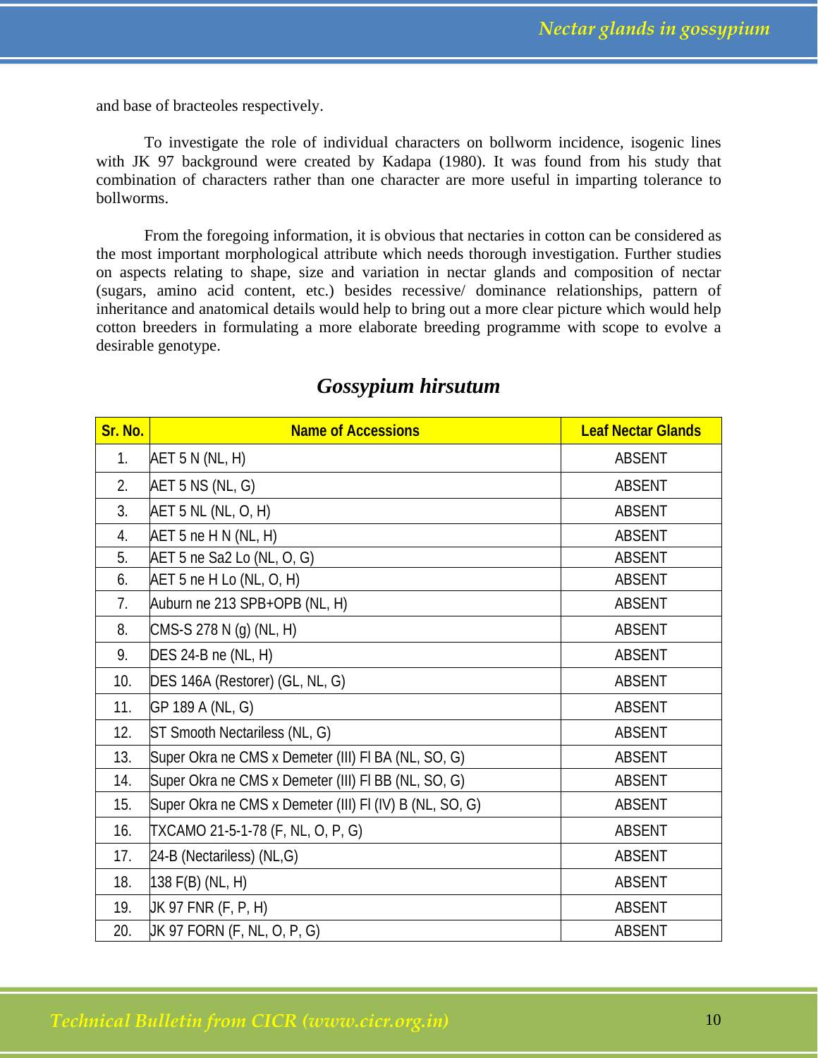and base of bracteoles respectively.

To investigate the role of individual characters on bollworm incidence, isogenic lines with JK 97 background were created by Kadapa (1980). It was found from his study that combination of characters rather than one character are more useful in imparting tolerance to bollworms.

From the foregoing information, it is obvious that nectaries in cotton can be considered as the most important morphological attribute which needs thorough investigation. Further studies on aspects relating to shape, size and variation in nectar glands and composition of nectar (sugars, amino acid content, etc.) besides recessive/ dominance relationships, pattern of inheritance and anatomical details would help to bring out a more clear picture which would help cotton breeders in formulating a more elaborate breeding programme with scope to evolve a desirable genotype.

## *Gossypium hirsutum*

| Sr. No. | Name of Accessions | Leaf Nectar Glands |
|---|---|---|
| 1. | AET 5 N (NL, H) | ABSENT |
| 2. | AET 5 NS (NL, G) | ABSENT |
| 3. | AET 5 NL (NL, O, H) | ABSENT |
| 4. | AET 5 ne H N (NL, H) | ABSENT |
| 5. | AET 5 ne Sa2 Lo (NL, O, G) | ABSENT |
| 6. | AET 5 ne H Lo (NL, O, H) | ABSENT |
| 7. | Auburn ne 213 SPB+OPB (NL, H) | ABSENT |
| 8. | CMS-S 278 N (g) (NL, H) | ABSENT |
| 9. | DES 24-B ne (NL, H) | ABSENT |
| 10. | DES 146A (Restorer) (GL, NL, G) | ABSENT |
| 11. | GP 189 A (NL, G) | ABSENT |
| 12. | ST Smooth Nectariless (NL, G) | ABSENT |
| 13. | Super Okra ne CMS x Demeter (III) Fl BA (NL, SO, G) | ABSENT |
| 14. | Super Okra ne CMS x Demeter (III) Fl BB (NL, SO, G) | ABSENT |
| 15. | Super Okra ne CMS x Demeter (III) Fl (IV) B (NL, SO, G) | ABSENT |
| 16. | TXCAMO 21-5-1-78 (F, NL, O, P, G) | ABSENT |
| 17. | 24-B (Nectariless) (NL,G) | ABSENT |
| 18. | 138 F(B) (NL, H) | ABSENT |
| 19. | JK 97 FNR (F, P, H) | ABSENT |
| 20. | JK 97 FORN (F, NL, O, P, G) | ABSENT |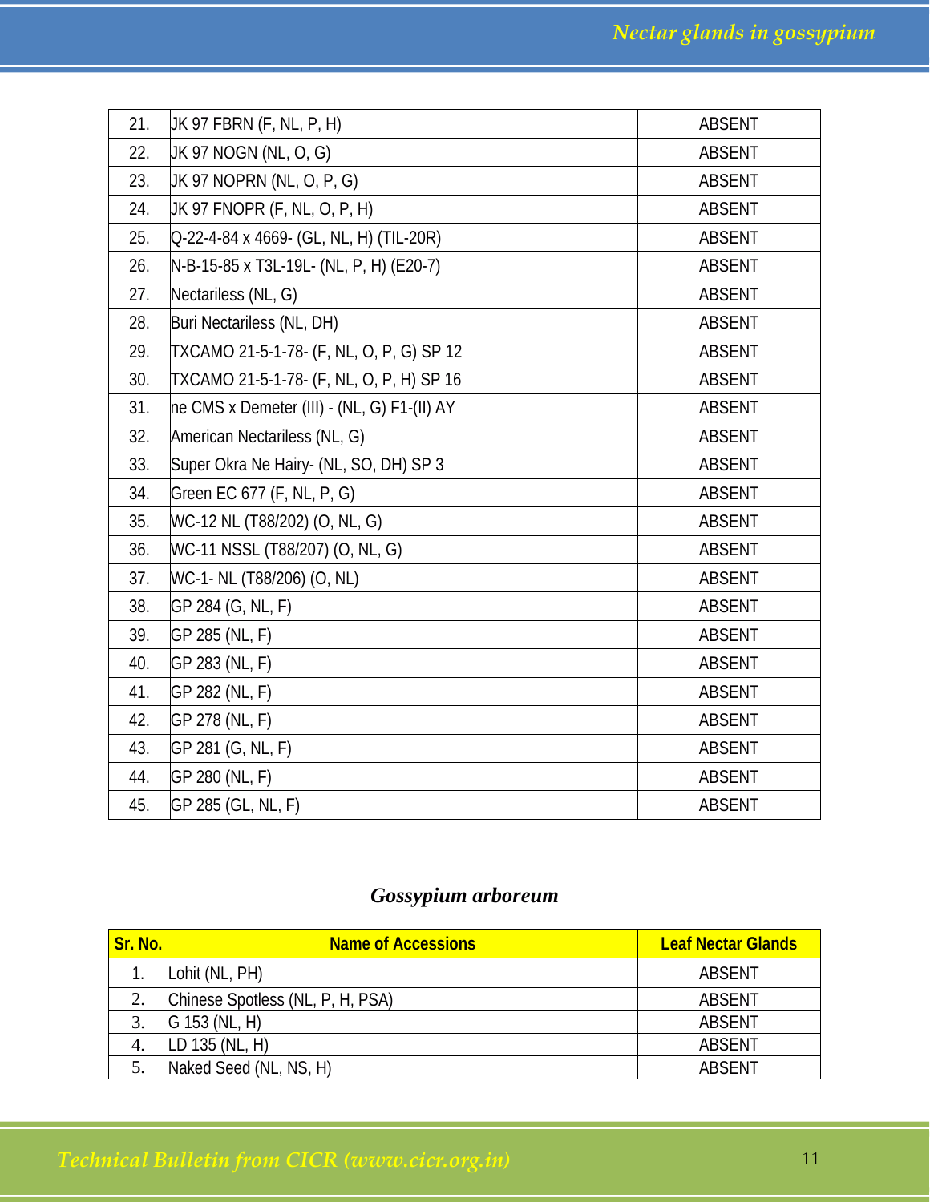| | | |
|---|---|---|
| 21. | JK 97 FBRN (F, NL, P, H) | ABSENT |
| 22. | JK 97 NOGN (NL, O, G) | ABSENT |
| 23. | JK 97 NOPRN (NL, O, P, G) | ABSENT |
| 24. | JK 97 FNOPR (F, NL, O, P, H) | ABSENT |
| 25. | Q-22-4-84 x 4669- (GL, NL, H) (TIL-20R) | ABSENT |
| 26. | N-B-15-85 x T3L-19L- (NL, P, H) (E20-7) | ABSENT |
| 27. | Nectariless (NL, G) | ABSENT |
| 28. | Buri Nectariless (NL, DH) | ABSENT |
| 29. | TXCAMO 21-5-1-78- (F, NL, O, P, G) SP 12 | ABSENT |
| 30. | TXCAMO 21-5-1-78- (F, NL, O, P, H) SP 16 | ABSENT |
| 31. | ne CMS x Demeter (III) - (NL, G) F1-(II) AY | ABSENT |
| 32. | American Nectariless (NL, G) | ABSENT |
| 33. | Super Okra Ne Hairy- (NL, SO, DH) SP 3 | ABSENT |
| 34. | Green EC 677 (F, NL, P, G) | ABSENT |
| 35. | WC-12 NL (T88/202) (O, NL, G) | ABSENT |
| 36. | WC-11 NSSL (T88/207) (O, NL, G) | ABSENT |
| 37. | WC-1- NL (T88/206) (O, NL) | ABSENT |
| 38. | GP 284 (G, NL, F) | ABSENT |
| 39. | GP 285 (NL, F) | ABSENT |
| 40. | GP 283 (NL, F) | ABSENT |
| 41. | GP 282 (NL, F) | ABSENT |
| 42. | GP 278 (NL, F) | ABSENT |
| 43. | GP 281 (G, NL, F) | ABSENT |
| 44. | GP 280 (NL, F) | ABSENT |
| 45. | GP 285 (GL, NL, F) | ABSENT |

## *Gossypium arboreum*

| Sr. No. | Name of Accessions | Leaf Nectar Glands |
|---|---|---|
| 1. | Lohit (NL, PH) | ABSENT |
| 2. | Chinese Spotless (NL, P, H, PSA) | ABSENT |
| 3. | G 153 (NL, H) | ABSENT |
| 4. | LD 135 (NL, H) | ABSENT |
| 5. | Naked Seed (NL, NS, H) | ABSENT |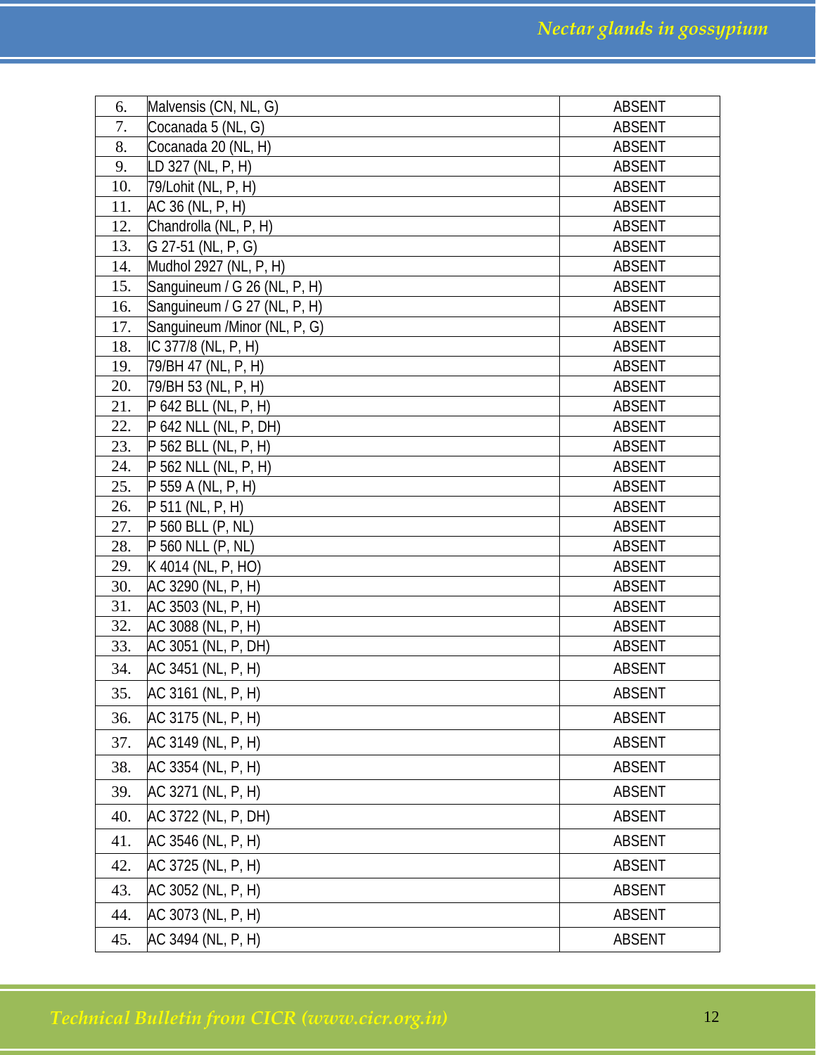| | | |
|---|---|---|
| 6. | Malvensis (CN, NL, G) | ABSENT |
| 7. | Cocanada 5 (NL, G) | ABSENT |
| 8. | Cocanada 20 (NL, H) | ABSENT |
| 9. | LD 327 (NL, P, H) | ABSENT |
| 10. | 79/Lohit (NL, P, H) | ABSENT |
| 11. | AC 36 (NL, P, H) | ABSENT |
| 12. | Chandrolla (NL, P, H) | ABSENT |
| 13. | G 27-51 (NL, P, G) | ABSENT |
| 14. | Mudhol 2927 (NL, P, H) | ABSENT |
| 15. | Sanguineum / G 26 (NL, P, H) | ABSENT |
| 16. | Sanguineum / G 27 (NL, P, H) | ABSENT |
| 17. | Sanguineum /Minor (NL, P, G) | ABSENT |
| 18. | IC 377/8 (NL, P, H) | ABSENT |
| 19. | 79/BH 47 (NL, P, H) | ABSENT |
| 20. | 79/BH 53 (NL, P, H) | ABSENT |
| 21. | P 642 BLL (NL, P, H) | ABSENT |
| 22. | P 642 NLL (NL, P, DH) | ABSENT |
| 23. | P 562 BLL (NL, P, H) | ABSENT |
| 24. | P 562 NLL (NL, P, H) | ABSENT |
| 25. | P 559 A (NL, P, H) | ABSENT |
| 26. | P 511 (NL, P, H) | ABSENT |
| 27. | P 560 BLL (P, NL) | ABSENT |
| 28. | P 560 NLL (P, NL) | ABSENT |
| 29. | K 4014 (NL, P, HO) | ABSENT |
| 30. | AC 3290 (NL, P, H) | ABSENT |
| 31. | AC 3503 (NL, P, H) | ABSENT |
| 32. | AC 3088 (NL, P, H) | ABSENT |
| 33. | AC 3051 (NL, P, DH) | ABSENT |
| 34. | AC 3451 (NL, P, H) | ABSENT |
| 35. | AC 3161 (NL, P, H) | ABSENT |
| 36. | AC 3175 (NL, P, H) | ABSENT |
| 37. | AC 3149 (NL, P, H) | ABSENT |
| 38. | AC 3354 (NL, P, H) | ABSENT |
| 39. | AC 3271 (NL, P, H) | ABSENT |
| 40. | AC 3722 (NL, P, DH) | ABSENT |
| 41. | AC 3546 (NL, P, H) | ABSENT |
| 42. | AC 3725 (NL, P, H) | ABSENT |
| 43. | AC 3052 (NL, P, H) | ABSENT |
| 44. | AC 3073 (NL, P, H) | ABSENT |
| 45. | AC 3494 (NL, P, H) | ABSENT |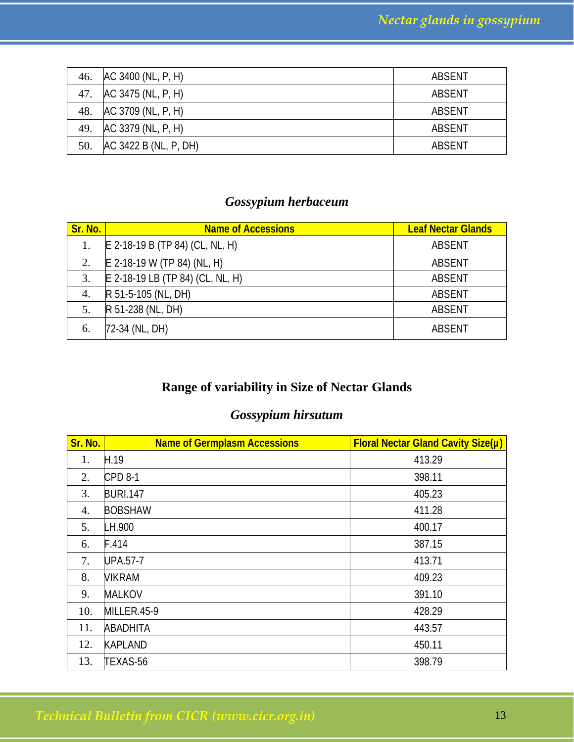| | | |
|---|---|---|
| 46. | AC 3400 (NL, P, H) | ABSENT |
| 47. | AC 3475 (NL, P, H) | ABSENT |
| 48. | AC 3709 (NL, P, H) | ABSENT |
| 49. | AC 3379 (NL, P, H) | ABSENT |
| 50. | AC 3422 B (NL, P, DH) | ABSENT |

### *Gossypium herbaceum*

| Sr. No. | Name of Accessions | Leaf Nectar Glands |
|---|---|---|
| 1. | E 2-18-19 B (TP 84) (CL, NL, H) | ABSENT |
| 2. | E 2-18-19 W (TP 84) (NL, H) | ABSENT |
| 3. | E 2-18-19 LB (TP 84) (CL, NL, H) | ABSENT |
| 4. | R 51-5-105 (NL, DH) | ABSENT |
| 5. | R 51-238 (NL, DH) | ABSENT |
| 6. | 72-34 (NL, DH) | ABSENT |

## Range of variability in Size of Nectar Glands

### *Gossypium hirsutum*

| Sr. No. | Name of Germplasm Accessions | Floral Nectar Gland Cavity Size(μ) |
|---|---|---|
| 1. | H.19 | 413.29 |
| 2. | CPD 8-1 | 398.11 |
| 3. | BURI.147 | 405.23 |
| 4. | BOBSHAW | 411.28 |
| 5. | LH.900 | 400.17 |
| 6. | F.414 | 387.15 |
| 7. | UPA.57-7 | 413.71 |
| 8. | VIKRAM | 409.23 |
| 9. | MALKOV | 391.10 |
| 10. | MILLER.45-9 | 428.29 |
| 11. | ABADHITA | 443.57 |
| 12. | KAPLAND | 450.11 |
| 13. | TEXAS-56 | 398.79 |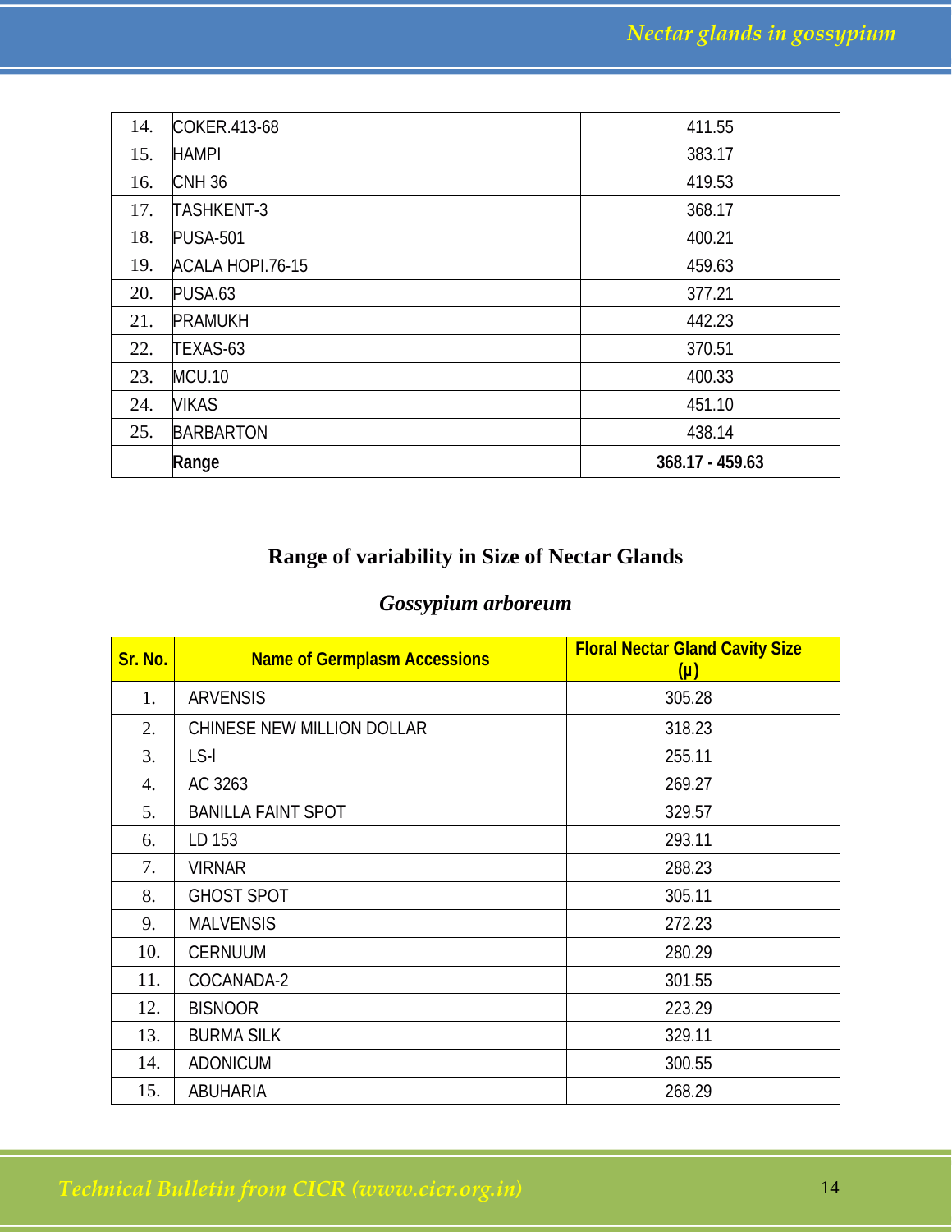| | | |
|---|---|---|
| 14. | COKER.413-68 | 411.55 |
| 15. | HAMPI | 383.17 |
| 16. | CNH 36 | 419.53 |
| 17. | TASHKENT-3 | 368.17 |
| 18. | PUSA-501 | 400.21 |
| 19. | ACALA HOPI.76-15 | 459.63 |
| 20. | PUSA.63 | 377.21 |
| 21. | PRAMUKH | 442.23 |
| 22. | TEXAS-63 | 370.51 |
| 23. | MCU.10 | 400.33 |
| 24. | VIKAS | 451.10 |
| 25. | BARBARTON | 438.14 |
| | **Range** | **368.17 - 459.63** |

## Range of variability in Size of Nectar Glands

### *Gossypium arboreum*

| Sr. No. | Name of Germplasm Accessions | Floral Nectar Gland Cavity Size (μ) |
|---|---|---|
| 1. | ARVENSIS | 305.28 |
| 2. | CHINESE NEW MILLION DOLLAR | 318.23 |
| 3. | LS-I | 255.11 |
| 4. | AC 3263 | 269.27 |
| 5. | BANILLA FAINT SPOT | 329.57 |
| 6. | LD 153 | 293.11 |
| 7. | VIRNAR | 288.23 |
| 8. | GHOST SPOT | 305.11 |
| 9. | MALVENSIS | 272.23 |
| 10. | CERNUUM | 280.29 |
| 11. | COCANADA-2 | 301.55 |
| 12. | BISNOOR | 223.29 |
| 13. | BURMA SILK | 329.11 |
| 14. | ADONICUM | 300.55 |
| 15. | ABUHARIA | 268.29 |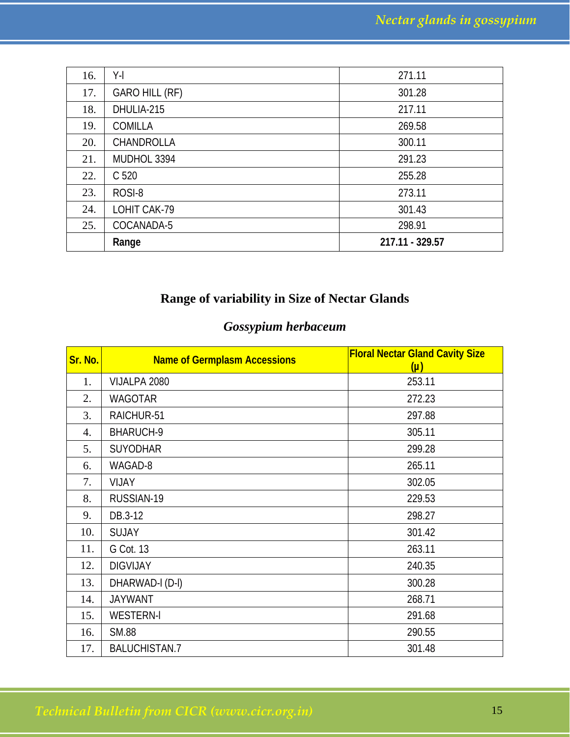| 16. | Y-I | 271.11 |
|---|---|---|
| 17. | GARO HILL (RF) | 301.28 |
| 18. | DHULIA-215 | 217.11 |
| 19. | COMILLA | 269.58 |
| 20. | CHANDROLLA | 300.11 |
| 21. | MUDHOL 3394 | 291.23 |
| 22. | C 520 | 255.28 |
| 23. | ROSI-8 | 273.11 |
| 24. | LOHIT CAK-79 | 301.43 |
| 25. | COCANADA-5 | 298.91 |
| | **Range** | **217.11 - 329.57** |

## Range of variability in Size of Nectar Glands

### *Gossypium herbaceum*

| Sr. No. | Name of Germplasm Accessions | Floral Nectar Gland Cavity Size (µ) |
|---|---|---|
| 1. | VIJALPA 2080 | 253.11 |
| 2. | WAGOTAR | 272.23 |
| 3. | RAICHUR-51 | 297.88 |
| 4. | BHARUCH-9 | 305.11 |
| 5. | SUYODHAR | 299.28 |
| 6. | WAGAD-8 | 265.11 |
| 7. | VIJAY | 302.05 |
| 8. | RUSSIAN-19 | 229.53 |
| 9. | DB.3-12 | 298.27 |
| 10. | SUJAY | 301.42 |
| 11. | G Cot. 13 | 263.11 |
| 12. | DIGVIJAY | 240.35 |
| 13. | DHARWAD-I (D-I) | 300.28 |
| 14. | JAYWANT | 268.71 |
| 15. | WESTERN-I | 291.68 |
| 16. | SM.88 | 290.55 |
| 17. | BALUCHISTAN.7 | 301.48 |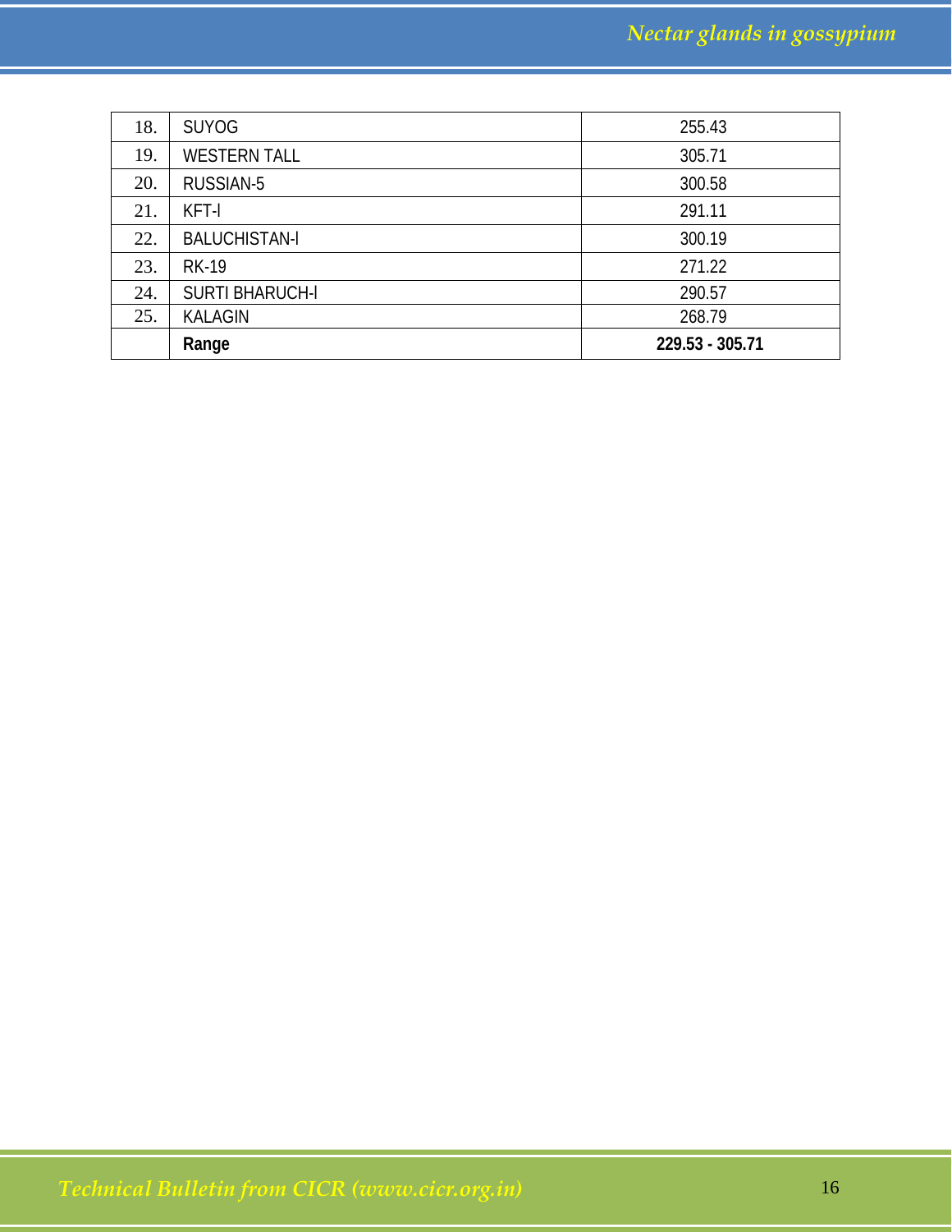| | | |
|---|---|---|
| 18. | SUYOG | 255.43 |
| 19. | WESTERN TALL | 305.71 |
| 20. | RUSSIAN-5 | 300.58 |
| 21. | KFT-I | 291.11 |
| 22. | BALUCHISTAN-I | 300.19 |
| 23. | RK-19 | 271.22 |
| 24. | SURTI BHARUCH-I | 290.57 |
| 25. | KALAGIN | 268.79 |
| | **Range** | **229.53 - 305.71** |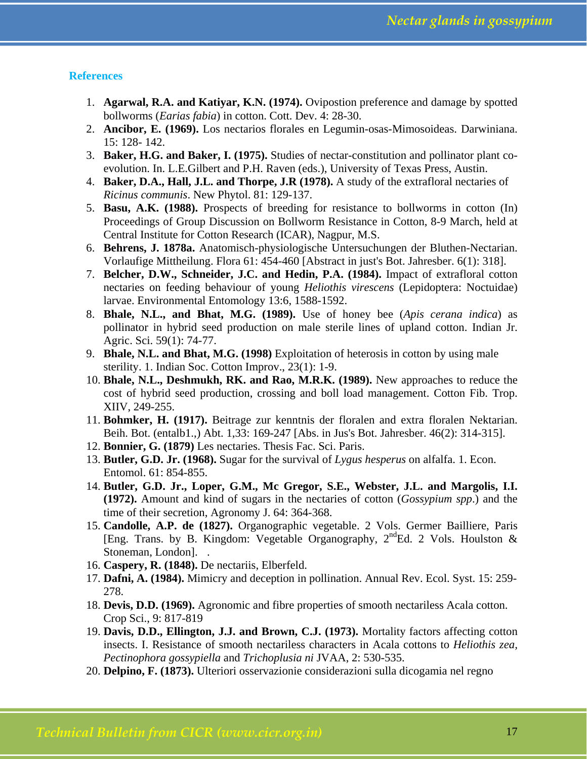### References

1. **Agarwal, R.A. and Katiyar, K.N. (1974).** Ovipostion preference and damage by spotted bollworms (*Earias fabia*) in cotton. Cott. Dev. 4: 28-30.
2. **Ancibor, E. (1969).** Los nectarios florales en Legumin-osas-Mimosoideas. Darwiniana. 15: 128- 142.
3. **Baker, H.G. and Baker, I. (1975).** Studies of nectar-constitution and pollinator plant co-evolution. In. L.E.Gilbert and P.H. Raven (eds.), University of Texas Press, Austin.
4. **Baker, D.A., Hall, J.L. and Thorpe, J.R (1978).** A study of the extrafloral nectaries of *Ricinus communis*. New Phytol. 81: 129-137.
5. **Basu, A.K. (1988).** Prospects of breeding for resistance to bollworms in cotton (In) Proceedings of Group Discussion on Bollworm Resistance in Cotton, 8-9 March, held at Central Institute for Cotton Research (ICAR), Nagpur, M.S.
6. **Behrens, J. 1878a.** Anatomisch-physiologische Untersuchungen der Bluthen-Nectarian. Vorlaufige Mittheilung. Flora 61: 454-460 [Abstract in just's Bot. Jahresber. 6(1): 318].
7. **Belcher, D.W., Schneider, J.C. and Hedin, P.A. (1984).** Impact of extrafloral cotton nectaries on feeding behaviour of young *Heliothis virescens* (Lepidoptera: Noctuidae) larvae. Environmental Entomology 13:6, 1588-1592.
8. **Bhale, N.L., and Bhat, M.G. (1989).** Use of honey bee (*Apis cerana indica*) as pollinator in hybrid seed production on male sterile lines of upland cotton. Indian Jr. Agric. Sci. 59(1): 74-77.
9. **Bhale, N.L. and Bhat, M.G. (1998)** Exploitation of heterosis in cotton by using male sterility. 1. Indian Soc. Cotton Improv., 23(1): 1-9.
10. **Bhale, N.L., Deshmukh, RK. and Rao, M.R.K. (1989).** New approaches to reduce the cost of hybrid seed production, crossing and boll load management. Cotton Fib. Trop. XIIV, 249-255.
11. **Bohmker, H. (1917).** Beitrage zur kenntnis der floralen and extra floralen Nektarian. Beih. Bot. (entalb1.,) Abt. 1,33: 169-247 [Abs. in Jus's Bot. Jahresber. 46(2): 314-315].
12. **Bonnier, G. (1879)** Les nectaries. Thesis Fac. Sci. Paris.
13. **Butler, G.D. Jr. (1968).** Sugar for the survival of *Lygus hesperus* on alfalfa. 1. Econ. Entomol. 61: 854-855.
14. **Butler, G.D. Jr., Loper, G.M., Mc Gregor, S.E., Webster, J.L. and Margolis, I.I. (1972).** Amount and kind of sugars in the nectaries of cotton (*Gossypium spp*.) and the time of their secretion, Agronomy J. 64: 364-368.
15. **Candolle, A.P. de (1827).** Organographic vegetable. 2 Vols. Germer Bailliere, Paris [Eng. Trans. by B. Kingdom: Vegetable Organography, 2nd Ed. 2 Vols. Houlston & Stoneman, London]. .
16. **Caspery, R. (1848).** De nectariis, Elberfeld.
17. **Dafni, A. (1984).** Mimicry and deception in pollination. Annual Rev. Ecol. Syst. 15: 259-278.
18. **Devis, D.D. (1969).** Agronomic and fibre properties of smooth nectariless Acala cotton. Crop Sci., 9: 817-819
19. **Davis, D.D., Ellington, J.J. and Brown, C.J. (1973).** Mortality factors affecting cotton insects. I. Resistance of smooth nectariless characters in Acala cottons to *Heliothis zea*, *Pectinophora gossypiella* and *Trichoplusia ni* JVAA, 2: 530-535.
20. **Delpino, F. (1873).** Ulteriori osservazionie considerazioni sulla dicogamia nel regno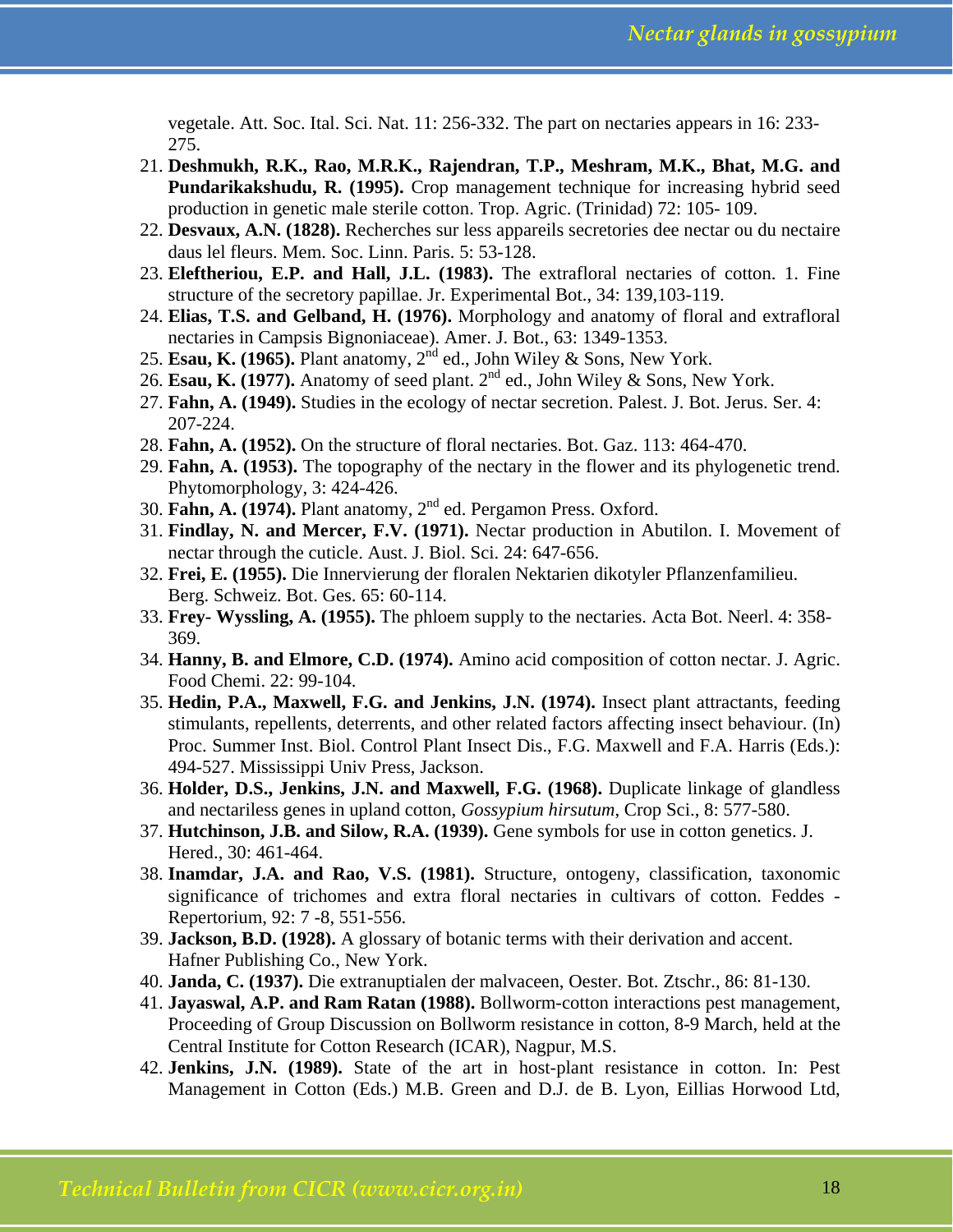vegetale. Att. Soc. Ital. Sci. Nat. 11: 256-332. The part on nectaries appears in 16: 233-275.

21. **Deshmukh, R.K., Rao, M.R.K., Rajendran, T.P., Meshram, M.K., Bhat, M.G. and Pundarikakshudu, R. (1995).** Crop management technique for increasing hybrid seed production in genetic male sterile cotton. Trop. Agric. (Trinidad) 72: 105- 109.
22. **Desvaux, A.N. (1828).** Recherches sur less appareils secretories dee nectar ou du nectaire daus lel fleurs. Mem. Soc. Linn. Paris. 5: 53-128.
23. **Eleftheriou, E.P. and Hall, J.L. (1983).** The extrafloral nectaries of cotton. 1. Fine structure of the secretory papillae. Jr. Experimental Bot., 34: 139,103-119.
24. **Elias, T.S. and Gelband, H. (1976).** Morphology and anatomy of floral and extrafloral nectaries in Campsis Bignoniaceae). Amer. J. Bot., 63: 1349-1353.
25. **Esau, K. (1965).** Plant anatomy, 2nd ed., John Wiley & Sons, New York.
26. **Esau, K. (1977).** Anatomy of seed plant. 2nd ed., John Wiley & Sons, New York.
27. **Fahn, A. (1949).** Studies in the ecology of nectar secretion. Palest. J. Bot. Jerus. Ser. 4: 207-224.
28. **Fahn, A. (1952).** On the structure of floral nectaries. Bot. Gaz. 113: 464-470.
29. **Fahn, A. (1953).** The topography of the nectary in the flower and its phylogenetic trend. Phytomorphology, 3: 424-426.
30. **Fahn, A. (1974).** Plant anatomy, 2nd ed. Pergamon Press. Oxford.
31. **Findlay, N. and Mercer, F.V. (1971).** Nectar production in Abutilon. I. Movement of nectar through the cuticle. Aust. J. Biol. Sci. 24: 647-656.
32. **Frei, E. (1955).** Die Innervierung der floralen Nektarien dikotyler Pflanzenfamilieu. Berg. Schweiz. Bot. Ges. 65: 60-114.
33. **Frey- Wyssling, A. (1955).** The phloem supply to the nectaries. Acta Bot. Neerl. 4: 358-369.
34. **Hanny, B. and Elmore, C.D. (1974).** Amino acid composition of cotton nectar. J. Agric. Food Chemi. 22: 99-104.
35. **Hedin, P.A., Maxwell, F.G. and Jenkins, J.N. (1974).** Insect plant attractants, feeding stimulants, repellents, deterrents, and other related factors affecting insect behaviour. (In) Proc. Summer Inst. Biol. Control Plant Insect Dis., F.G. Maxwell and F.A. Harris (Eds.): 494-527. Mississippi Univ Press, Jackson.
36. **Holder, D.S., Jenkins, J.N. and Maxwell, F.G. (1968).** Duplicate linkage of glandless and nectariless genes in upland cotton, *Gossypium hirsutum*, Crop Sci., 8: 577-580.
37. **Hutchinson, J.B. and Silow, R.A. (1939).** Gene symbols for use in cotton genetics. J. Hered., 30: 461-464.
38. **Inamdar, J.A. and Rao, V.S. (1981).** Structure, ontogeny, classification, taxonomic significance of trichomes and extra floral nectaries in cultivars of cotton. Feddes - Repertorium, 92: 7 -8, 551-556.
39. **Jackson, B.D. (1928).** A glossary of botanic terms with their derivation and accent. Hafner Publishing Co., New York.
40. **Janda, C. (1937).** Die extranuptialen der malvaceen, Oester. Bot. Ztschr., 86: 81-130.
41. **Jayaswal, A.P. and Ram Ratan (1988).** Bollworm-cotton interactions pest management, Proceeding of Group Discussion on Bollworm resistance in cotton, 8-9 March, held at the Central Institute for Cotton Research (ICAR), Nagpur, M.S.
42. **Jenkins, J.N. (1989).** State of the art in host-plant resistance in cotton. In: Pest Management in Cotton (Eds.) M.B. Green and D.J. de B. Lyon, Eillias Horwood Ltd,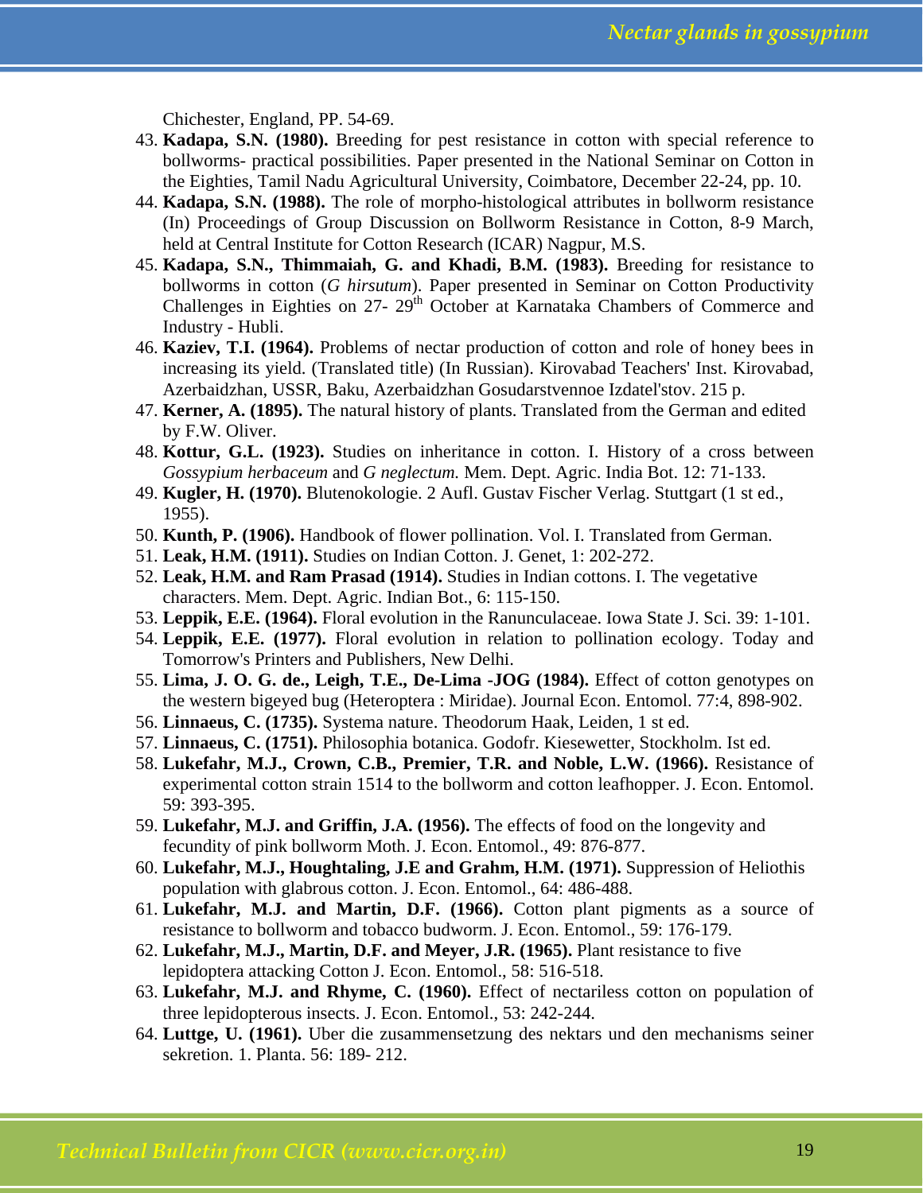Chichester, England, PP. 54-69.

43. **Kadapa, S.N. (1980).** Breeding for pest resistance in cotton with special reference to bollworms- practical possibilities. Paper presented in the National Seminar on Cotton in the Eighties, Tamil Nadu Agricultural University, Coimbatore, December 22-24, pp. 10.
44. **Kadapa, S.N. (1988).** The role of morpho-histological attributes in bollworm resistance (In) Proceedings of Group Discussion on Bollworm Resistance in Cotton, 8-9 March, held at Central Institute for Cotton Research (ICAR) Nagpur, M.S.
45. **Kadapa, S.N., Thimmaiah, G. and Khadi, B.M. (1983).** Breeding for resistance to bollworms in cotton (*G hirsutum*). Paper presented in Seminar on Cotton Productivity Challenges in Eighties on 27- 29th October at Karnataka Chambers of Commerce and Industry - Hubli.
46. **Kaziev, T.I. (1964).** Problems of nectar production of cotton and role of honey bees in increasing its yield. (Translated title) (In Russian). Kirovabad Teachers' Inst. Kirovabad, Azerbaidzhan, USSR, Baku, Azerbaidzhan Gosudarstvennoe Izdatel'stov. 215 p.
47. **Kerner, A. (1895).** The natural history of plants. Translated from the German and edited by F.W. Oliver.
48. **Kottur, G.L. (1923).** Studies on inheritance in cotton. I. History of a cross between *Gossypium herbaceum* and *G neglectum.* Mem. Dept. Agric. India Bot. 12: 71-133.
49. **Kugler, H. (1970).** Blutenokologie. 2 Aufl. Gustav Fischer Verlag. Stuttgart (1 st ed., 1955).
50. **Kunth, P. (1906).** Handbook of flower pollination. Vol. I. Translated from German.
51. **Leak, H.M. (1911).** Studies on Indian Cotton. J. Genet, 1: 202-272.
52. **Leak, H.M. and Ram Prasad (1914).** Studies in Indian cottons. I. The vegetative characters. Mem. Dept. Agric. Indian Bot., 6: 115-150.
53. **Leppik, E.E. (1964).** Floral evolution in the Ranunculaceae. Iowa State J. Sci. 39: 1-101.
54. **Leppik, E.E. (1977).** Floral evolution in relation to pollination ecology. Today and Tomorrow's Printers and Publishers, New Delhi.
55. **Lima, J. O. G. de., Leigh, T.E., De-Lima -JOG (1984).** Effect of cotton genotypes on the western bigeyed bug (Heteroptera : Miridae). Journal Econ. Entomol. 77:4, 898-902.
56. **Linnaeus, C. (1735).** Systema nature. Theodorum Haak, Leiden, 1 st ed.
57. **Linnaeus, C. (1751).** Philosophia botanica. Godofr. Kiesewetter, Stockholm. Ist ed.
58. **Lukefahr, M.J., Crown, C.B., Premier, T.R. and Noble, L.W. (1966).** Resistance of experimental cotton strain 1514 to the bollworm and cotton leafhopper. J. Econ. Entomol. 59: 393-395.
59. **Lukefahr, M.J. and Griffin, J.A. (1956).** The effects of food on the longevity and fecundity of pink bollworm Moth. J. Econ. Entomol., 49: 876-877.
60. **Lukefahr, M.J., Houghtaling, J.E and Grahm, H.M. (1971).** Suppression of Heliothis population with glabrous cotton. J. Econ. Entomol., 64: 486-488.
61. **Lukefahr, M.J. and Martin, D.F. (1966).** Cotton plant pigments as a source of resistance to bollworm and tobacco budworm. J. Econ. Entomol., 59: 176-179.
62. **Lukefahr, M.J., Martin, D.F. and Meyer, J.R. (1965).** Plant resistance to five lepidoptera attacking Cotton J. Econ. Entomol., 58: 516-518.
63. **Lukefahr, M.J. and Rhyme, C. (1960).** Effect of nectariless cotton on population of three lepidopterous insects. J. Econ. Entomol., 53: 242-244.
64. **Luttge, U. (1961).** Uber die zusammensetzung des nektars und den mechanisms seiner sekretion. 1. Planta. 56: 189- 212.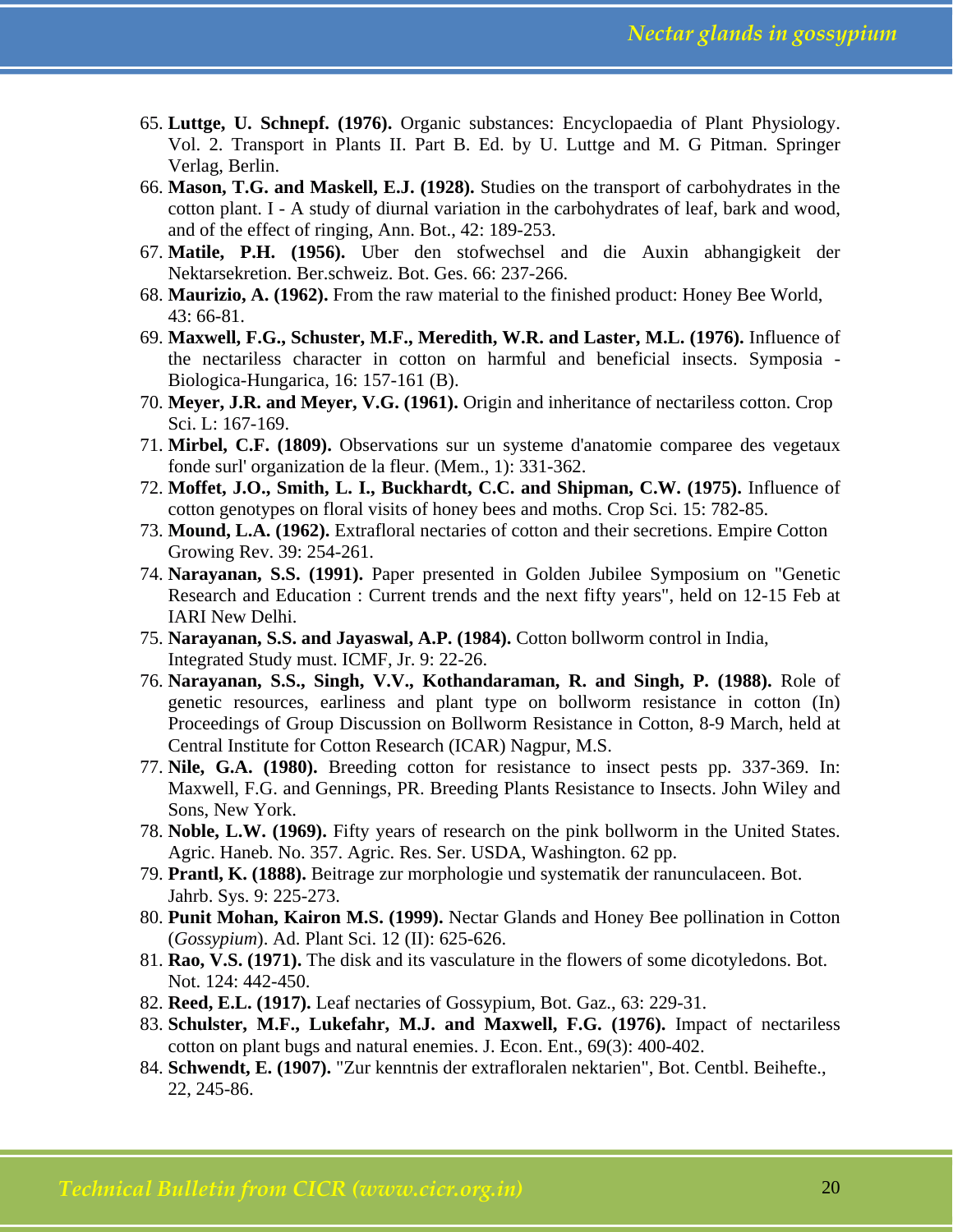65. **Luttge, U. Schnepf. (1976).** Organic substances: Encyclopaedia of Plant Physiology. Vol. 2. Transport in Plants II. Part B. Ed. by U. Luttge and M. G Pitman. Springer Verlag, Berlin.
66. **Mason, T.G. and Maskell, E.J. (1928).** Studies on the transport of carbohydrates in the cotton plant. I - A study of diurnal variation in the carbohydrates of leaf, bark and wood, and of the effect of ringing, Ann. Bot., 42: 189-253.
67. **Matile, P.H. (1956).** Uber den stofwechsel and die Auxin abhangigkeit der Nektarsekretion. Ber.schweiz. Bot. Ges. 66: 237-266.
68. **Maurizio, A. (1962).** From the raw material to the finished product: Honey Bee World, 43: 66-81.
69. **Maxwell, F.G., Schuster, M.F., Meredith, W.R. and Laster, M.L. (1976).** Influence of the nectariless character in cotton on harmful and beneficial insects. Symposia - Biologica-Hungarica, 16: 157-161 (B).
70. **Meyer, J.R. and Meyer, V.G. (1961).** Origin and inheritance of nectariless cotton. Crop Sci. L: 167-169.
71. **Mirbel, C.F. (1809).** Observations sur un systeme d'anatomie comparee des vegetaux fonde surl' organization de la fleur. (Mem., 1): 331-362.
72. **Moffet, J.O., Smith, L. I., Buckhardt, C.C. and Shipman, C.W. (1975).** Influence of cotton genotypes on floral visits of honey bees and moths. Crop Sci. 15: 782-85.
73. **Mound, L.A. (1962).** Extrafloral nectaries of cotton and their secretions. Empire Cotton Growing Rev. 39: 254-261.
74. **Narayanan, S.S. (1991).** Paper presented in Golden Jubilee Symposium on "Genetic Research and Education : Current trends and the next fifty years", held on 12-15 Feb at IARI New Delhi.
75. **Narayanan, S.S. and Jayaswal, A.P. (1984).** Cotton bollworm control in India, Integrated Study must. ICMF, Jr. 9: 22-26.
76. **Narayanan, S.S., Singh, V.V., Kothandaraman, R. and Singh, P. (1988).** Role of genetic resources, earliness and plant type on bollworm resistance in cotton (In) Proceedings of Group Discussion on Bollworm Resistance in Cotton, 8-9 March, held at Central Institute for Cotton Research (ICAR) Nagpur, M.S.
77. **Nile, G.A. (1980).** Breeding cotton for resistance to insect pests pp. 337-369. In: Maxwell, F.G. and Gennings, PR. Breeding Plants Resistance to Insects. John Wiley and Sons, New York.
78. **Noble, L.W. (1969).** Fifty years of research on the pink bollworm in the United States. Agric. Haneb. No. 357. Agric. Res. Ser. USDA, Washington. 62 pp.
79. **Prantl, K. (1888).** Beitrage zur morphologie und systematik der ranunculaceen. Bot. Jahrb. Sys. 9: 225-273.
80. **Punit Mohan, Kairon M.S. (1999).** Nectar Glands and Honey Bee pollination in Cotton (*Gossypium*). Ad. Plant Sci. 12 (II): 625-626.
81. **Rao, V.S. (1971).** The disk and its vasculature in the flowers of some dicotyledons. Bot. Not. 124: 442-450.
82. **Reed, E.L. (1917).** Leaf nectaries of Gossypium, Bot. Gaz., 63: 229-31.
83. **Schulster, M.F., Lukefahr, M.J. and Maxwell, F.G. (1976).** Impact of nectariless cotton on plant bugs and natural enemies. J. Econ. Ent., 69(3): 400-402.
84. **Schwendt, E. (1907).** "Zur kenntnis der extrafloralen nektarien", Bot. Centbl. Beihefte., 22, 245-86.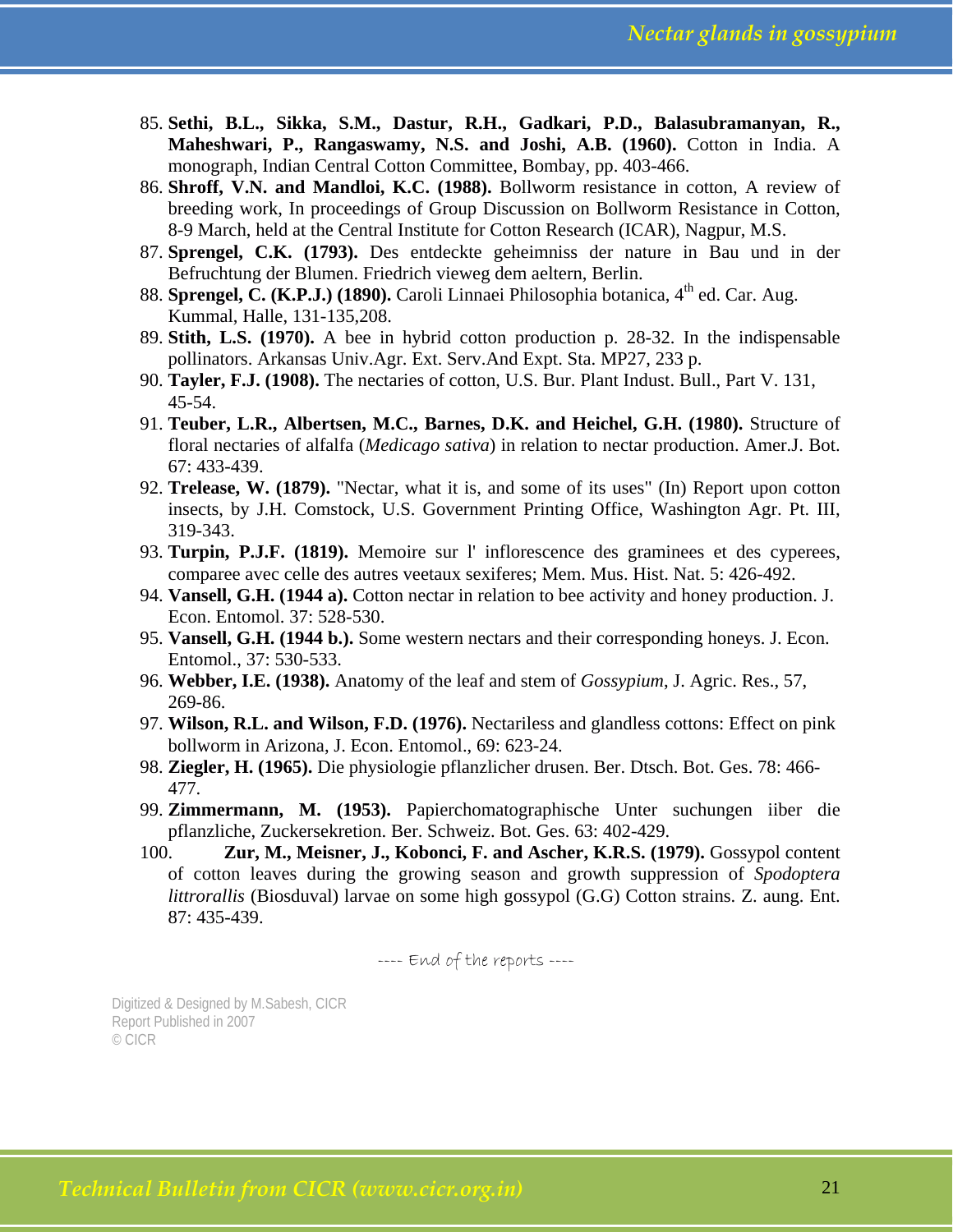85. **Sethi, B.L., Sikka, S.M., Dastur, R.H., Gadkari, P.D., Balasubramanyan, R., Maheshwari, P., Rangaswamy, N.S. and Joshi, A.B. (1960).** Cotton in India. A monograph, Indian Central Cotton Committee, Bombay, pp. 403-466.
86. **Shroff, V.N. and Mandloi, K.C. (1988).** Bollworm resistance in cotton, A review of breeding work, In proceedings of Group Discussion on Bollworm Resistance in Cotton, 8-9 March, held at the Central Institute for Cotton Research (ICAR), Nagpur, M.S.
87. **Sprengel, C.K. (1793).** Des entdeckte geheimniss der nature in Bau und in der Befruchtung der Blumen. Friedrich vieweg dem aeltern, Berlin.
88. **Sprengel, C. (K.P.J.) (1890).** Caroli Linnaei Philosophia botanica, 4th ed. Car. Aug. Kummal, Halle, 131-135,208.
89. **Stith, L.S. (1970).** A bee in hybrid cotton production p. 28-32. In the indispensable pollinators. Arkansas Univ.Agr. Ext. Serv.And Expt. Sta. MP27, 233 p.
90. **Tayler, F.J. (1908).** The nectaries of cotton, U.S. Bur. Plant Indust. Bull., Part V. 131, 45-54.
91. **Teuber, L.R., Albertsen, M.C., Barnes, D.K. and Heichel, G.H. (1980).** Structure of floral nectaries of alfalfa (*Medicago sativa*) in relation to nectar production. Amer.J. Bot. 67: 433-439.
92. **Trelease, W. (1879).** "Nectar, what it is, and some of its uses" (In) Report upon cotton insects, by J.H. Comstock, U.S. Government Printing Office, Washington Agr. Pt. III, 319-343.
93. **Turpin, P.J.F. (1819).** Memoire sur l' inflorescence des graminees et des cyperees, comparee avec celle des autres veetaux sexiferes; Mem. Mus. Hist. Nat. 5: 426-492.
94. **Vansell, G.H. (1944 a).** Cotton nectar in relation to bee activity and honey production. J. Econ. Entomol. 37: 528-530.
95. **Vansell, G.H. (1944 b.).** Some western nectars and their corresponding honeys. J. Econ. Entomol., 37: 530-533.
96. **Webber, I.E. (1938).** Anatomy of the leaf and stem of *Gossypium*, J. Agric. Res., 57, 269-86.
97. **Wilson, R.L. and Wilson, F.D. (1976).** Nectariless and glandless cottons: Effect on pink bollworm in Arizona, J. Econ. Entomol., 69: 623-24.
98. **Ziegler, H. (1965).** Die physiologie pflanzlicher drusen. Ber. Dtsch. Bot. Ges. 78: 466-477.
99. **Zimmermann, M. (1953).** Papierchomatographische Unter suchungen iiber die pflanzliche, Zuckersekretion. Ber. Schweiz. Bot. Ges. 63: 402-429.
100. **Zur, M., Meisner, J., Kobonci, F. and Ascher, K.R.S. (1979).** Gossypol content of cotton leaves during the growing season and growth suppression of *Spodoptera littrorallis* (Biosduval) larvae on some high gossypol (G.G) Cotton strains. Z. aung. Ent. 87: 435-439.

---- End of the reports ----

Digitized & Designed by M.Sabesh, CICR
Report Published in 2007
© CICR